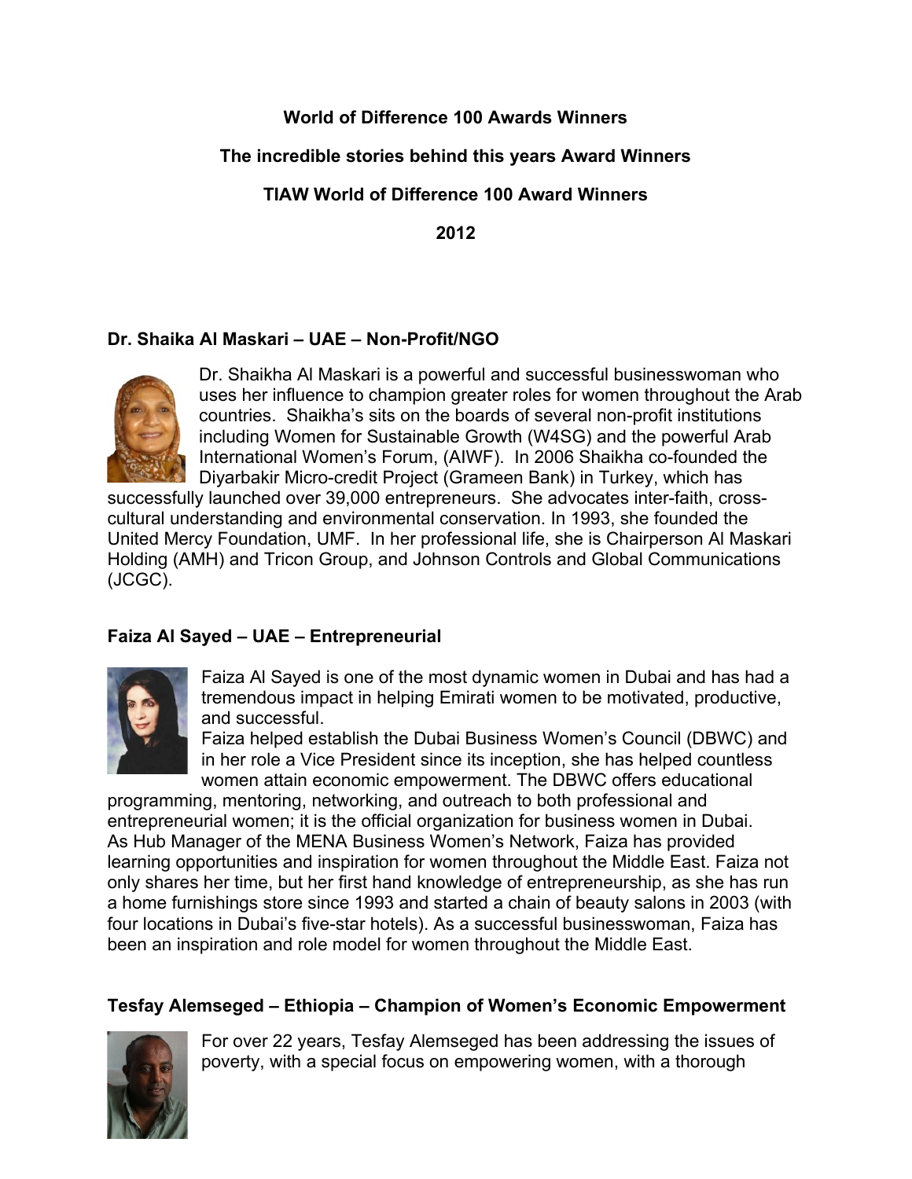**World of Difference 100 Awards Winners**

**The incredible stories behind this years Award Winners**

**TIAW World of Difference 100 Award Winners**

**2012**

### Dr. Shaika Al Maskari – UAE – Non-Profit/NGO

Dr. Shaikha Al Maskari is a powerful and successful businesswoman who uses her influence to champion greater roles for women throughout the Arab countries. Shaikha's sits on the boards of several non-profit institutions including Women for Sustainable Growth (W4SG) and the powerful Arab International Women's Forum, (AIWF). In 2006 Shaikha co-founded the Diyarbakir Micro-credit Project (Grameen Bank) in Turkey, which has successfully launched over 39,000 entrepreneurs. She advocates inter-faith, cross-cultural understanding and environmental conservation. In 1993, she founded the United Mercy Foundation, UMF. In her professional life, she is Chairperson Al Maskari Holding (AMH) and Tricon Group, and Johnson Controls and Global Communications (JCGC).

### Faiza Al Sayed – UAE – Entrepreneurial

Faiza Al Sayed is one of the most dynamic women in Dubai and has had a tremendous impact in helping Emirati women to be motivated, productive, and successful.

Faiza helped establish the Dubai Business Women's Council (DBWC) and in her role a Vice President since its inception, she has helped countless women attain economic empowerment. The DBWC offers educational programming, mentoring, networking, and outreach to both professional and entrepreneurial women; it is the official organization for business women in Dubai. As Hub Manager of the MENA Business Women's Network, Faiza has provided learning opportunities and inspiration for women throughout the Middle East. Faiza not only shares her time, but her first hand knowledge of entrepreneurship, as she has run a home furnishings store since 1993 and started a chain of beauty salons in 2003 (with four locations in Dubai's five-star hotels). As a successful businesswoman, Faiza has been an inspiration and role model for women throughout the Middle East.

### Tesfay Alemseged – Ethiopia – Champion of Women's Economic Empowerment

For over 22 years, Tesfay Alemseged has been addressing the issues of poverty, with a special focus on empowering women, with a thorough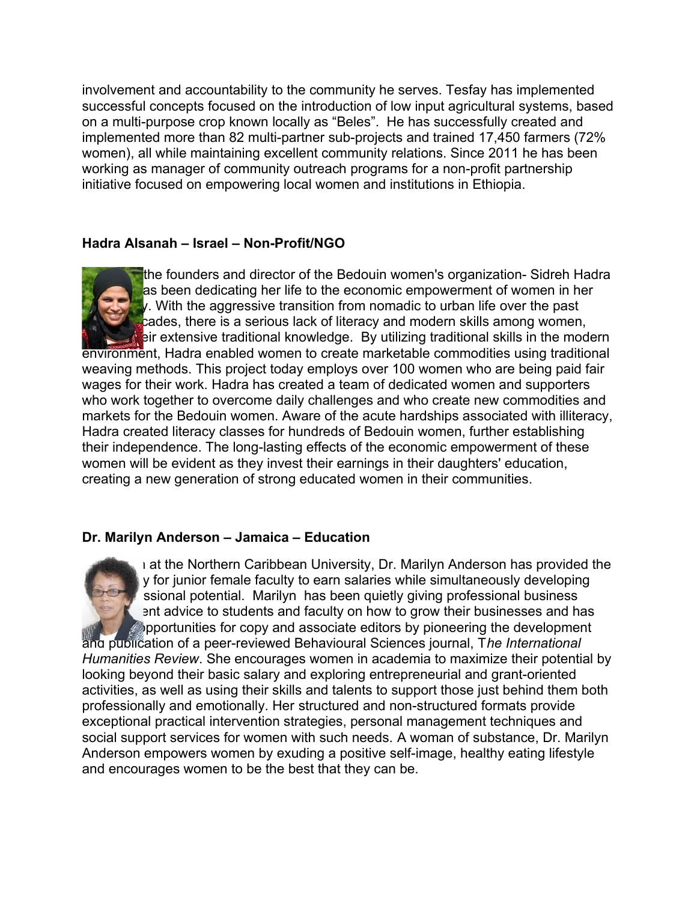involvement and accountability to the community he serves. Tesfay has implemented successful concepts focused on the introduction of low input agricultural systems, based on a multi-purpose crop known locally as “Beles”. He has successfully created and implemented more than 82 multi-partner sub-projects and trained 17,450 farmers (72% women), all while maintaining excellent community relations. Since 2011 he has been working as manager of community outreach programs for a non-profit partnership initiative focused on empowering local women and institutions in Ethiopia.

**Hadra Alsanah – Israel – Non-Profit/NGO**

the founders and director of the Bedouin women's organization- Sidreh Hadra as been dedicating her life to the economic empowerment of women in her y. With the aggressive transition from nomadic to urban life over the past cades, there is a serious lack of literacy and modern skills among women, eir extensive traditional knowledge. By utilizing traditional skills in the modern environment, Hadra enabled women to create marketable commodities using traditional weaving methods. This project today employs over 100 women who are being paid fair wages for their work. Hadra has created a team of dedicated women and supporters who work together to overcome daily challenges and who create new commodities and markets for the Bedouin women. Aware of the acute hardships associated with illiteracy, Hadra created literacy classes for hundreds of Bedouin women, further establishing their independence. The long-lasting effects of the economic empowerment of these women will be evident as they invest their earnings in their daughters' education, creating a new generation of strong educated women in their communities.

**Dr. Marilyn Anderson – Jamaica – Education**

ı at the Northern Caribbean University, Dr. Marilyn Anderson has provided the y for junior female faculty to earn salaries while simultaneously developing ssional potential. Marilyn has been quietly giving professional business ent advice to students and faculty on how to grow their businesses and has pportunities for copy and associate editors by pioneering the development and publication of a peer-reviewed Behavioural Sciences journal, T*he International Humanities Review*. She encourages women in academia to maximize their potential by looking beyond their basic salary and exploring entrepreneurial and grant-oriented activities, as well as using their skills and talents to support those just behind them both professionally and emotionally. Her structured and non-structured formats provide exceptional practical intervention strategies, personal management techniques and social support services for women with such needs. A woman of substance, Dr. Marilyn Anderson empowers women by exuding a positive self-image, healthy eating lifestyle and encourages women to be the best that they can be.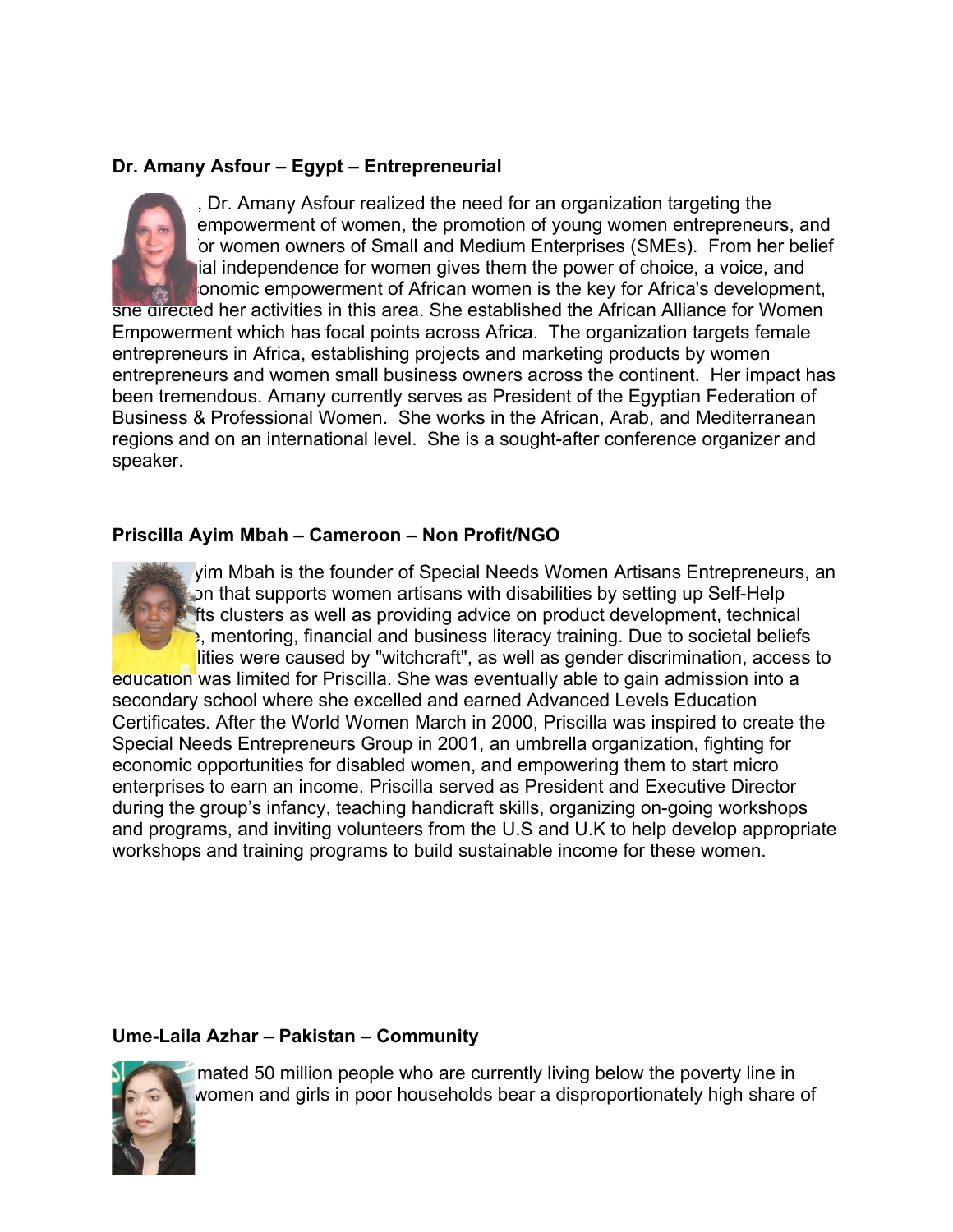**Dr. Amany Asfour – Egypt – Entrepreneurial**

, Dr. Amany Asfour realized the need for an organization targeting the empowerment of women, the promotion of young women entrepreneurs, and or women owners of Small and Medium Enterprises (SMEs). From her belief ial independence for women gives them the power of choice, a voice, and onomic empowerment of African women is the key for Africa's development, she directed her activities in this area. She established the African Alliance for Women Empowerment which has focal points across Africa. The organization targets female entrepreneurs in Africa, establishing projects and marketing products by women entrepreneurs and women small business owners across the continent. Her impact has been tremendous. Amany currently serves as President of the Egyptian Federation of Business & Professional Women. She works in the African, Arab, and Mediterranean regions and on an international level. She is a sought-after conference organizer and speaker.

**Priscilla Ayim Mbah – Cameroon – Non Profit/NGO**

yim Mbah is the founder of Special Needs Women Artisans Entrepreneurs, an on that supports women artisans with disabilities by setting up Self-Help fts clusters as well as providing advice on product development, technical , mentoring, financial and business literacy training. Due to societal beliefs lities were caused by "witchcraft", as well as gender discrimination, access to education was limited for Priscilla. She was eventually able to gain admission into a secondary school where she excelled and earned Advanced Levels Education Certificates. After the World Women March in 2000, Priscilla was inspired to create the Special Needs Entrepreneurs Group in 2001, an umbrella organization, fighting for economic opportunities for disabled women, and empowering them to start micro enterprises to earn an income. Priscilla served as President and Executive Director during the group's infancy, teaching handicraft skills, organizing on-going workshops and programs, and inviting volunteers from the U.S and U.K to help develop appropriate workshops and training programs to build sustainable income for these women.

**Ume-Laila Azhar – Pakistan – Community**

mated 50 million people who are currently living below the poverty line in women and girls in poor households bear a disproportionately high share of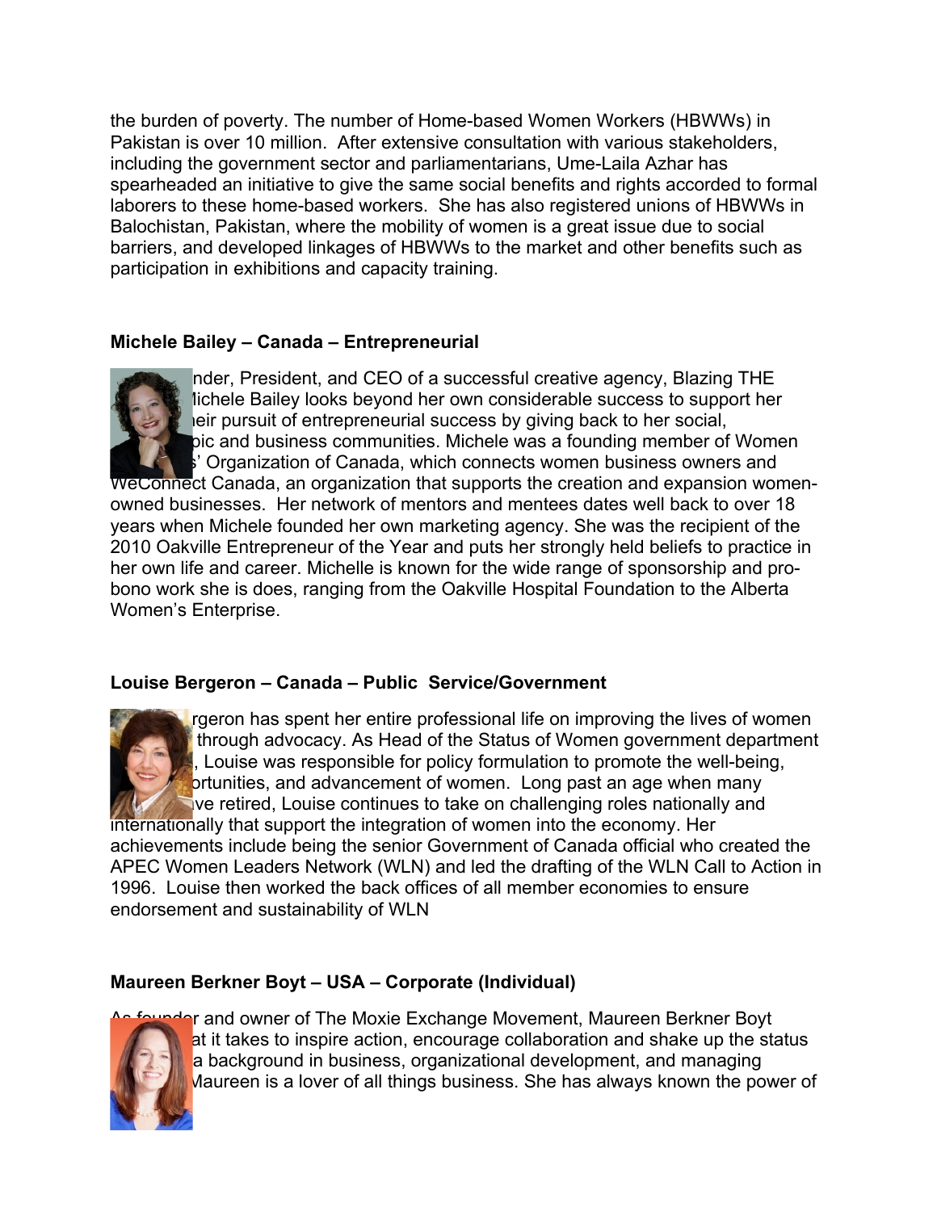the burden of poverty. The number of Home-based Women Workers (HBWWs) in Pakistan is over 10 million. After extensive consultation with various stakeholders, including the government sector and parliamentarians, Ume-Laila Azhar has spearheaded an initiative to give the same social benefits and rights accorded to formal laborers to these home-based workers. She has also registered unions of HBWWs in Balochistan, Pakistan, where the mobility of women is a great issue due to social barriers, and developed linkages of HBWWs to the market and other benefits such as participation in exhibitions and capacity training.

**Michele Bailey – Canada – Entrepreneurial**

nder, President, and CEO of a successful creative agency, Blazing THE Michele Bailey looks beyond her own considerable success to support her heir pursuit of entrepreneurial success by giving back to her social, pic and business communities. Michele was a founding member of Women s' Organization of Canada, which connects women business owners and WeConnect Canada, an organization that supports the creation and expansion women-owned businesses. Her network of mentors and mentees dates well back to over 18 years when Michele founded her own marketing agency. She was the recipient of the 2010 Oakville Entrepreneur of the Year and puts her strongly held beliefs to practice in her own life and career. Michelle is known for the wide range of sponsorship and pro-bono work she is does, ranging from the Oakville Hospital Foundation to the Alberta Women's Enterprise.

**Louise Bergeron – Canada – Public Service/Government**

rgeron has spent her entire professional life on improving the lives of women through advocacy. As Head of the Status of Women government department , Louise was responsible for policy formulation to promote the well-being, ortunities, and advancement of women. Long past an age when many ve retired, Louise continues to take on challenging roles nationally and internationally that support the integration of women into the economy. Her achievements include being the senior Government of Canada official who created the APEC Women Leaders Network (WLN) and led the drafting of the WLN Call to Action in 1996. Louise then worked the back offices of all member economies to ensure endorsement and sustainability of WLN

**Maureen Berkner Boyt – USA – Corporate (Individual)**

As founder and owner of The Moxie Exchange Movement, Maureen Berkner Boyt at it takes to inspire action, encourage collaboration and shake up the status a background in business, organizational development, and managing Maureen is a lover of all things business. She has always known the power of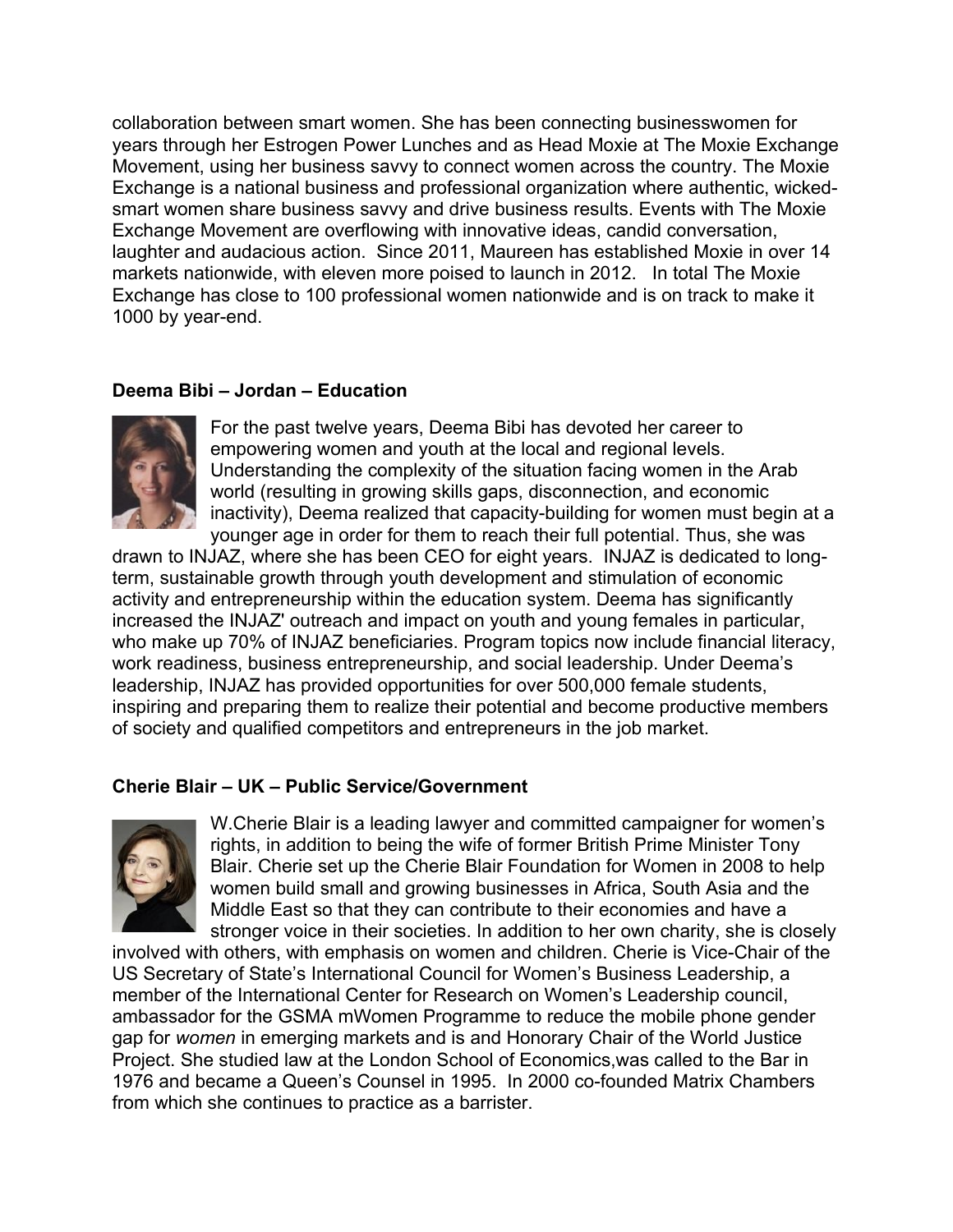collaboration between smart women. She has been connecting businesswomen for years through her Estrogen Power Lunches and as Head Moxie at The Moxie Exchange Movement, using her business savvy to connect women across the country. The Moxie Exchange is a national business and professional organization where authentic, wicked-smart women share business savvy and drive business results. Events with The Moxie Exchange Movement are overflowing with innovative ideas, candid conversation, laughter and audacious action. Since 2011, Maureen has established Moxie in over 14 markets nationwide, with eleven more poised to launch in 2012. In total The Moxie Exchange has close to 100 professional women nationwide and is on track to make it 1000 by year-end.

**Deema Bibi – Jordan – Education**

For the past twelve years, Deema Bibi has devoted her career to empowering women and youth at the local and regional levels. Understanding the complexity of the situation facing women in the Arab world (resulting in growing skills gaps, disconnection, and economic inactivity), Deema realized that capacity-building for women must begin at a younger age in order for them to reach their full potential. Thus, she was drawn to INJAZ, where she has been CEO for eight years. INJAZ is dedicated to long-term, sustainable growth through youth development and stimulation of economic activity and entrepreneurship within the education system. Deema has significantly increased the INJAZ' outreach and impact on youth and young females in particular, who make up 70% of INJAZ beneficiaries. Program topics now include financial literacy, work readiness, business entrepreneurship, and social leadership. Under Deema's leadership, INJAZ has provided opportunities for over 500,000 female students, inspiring and preparing them to realize their potential and become productive members of society and qualified competitors and entrepreneurs in the job market.

**Cherie Blair – UK – Public Service/Government**

W.Cherie Blair is a leading lawyer and committed campaigner for women's rights, in addition to being the wife of former British Prime Minister Tony Blair. Cherie set up the Cherie Blair Foundation for Women in 2008 to help women build small and growing businesses in Africa, South Asia and the Middle East so that they can contribute to their economies and have a stronger voice in their societies. In addition to her own charity, she is closely involved with others, with emphasis on women and children. Cherie is Vice-Chair of the US Secretary of State's International Council for Women's Business Leadership, a member of the International Center for Research on Women's Leadership council, ambassador for the GSMA mWomen Programme to reduce the mobile phone gender gap for *women* in emerging markets and is and Honorary Chair of the World Justice Project. She studied law at the London School of Economics,was called to the Bar in 1976 and became a Queen's Counsel in 1995. In 2000 co-founded Matrix Chambers from which she continues to practice as a barrister.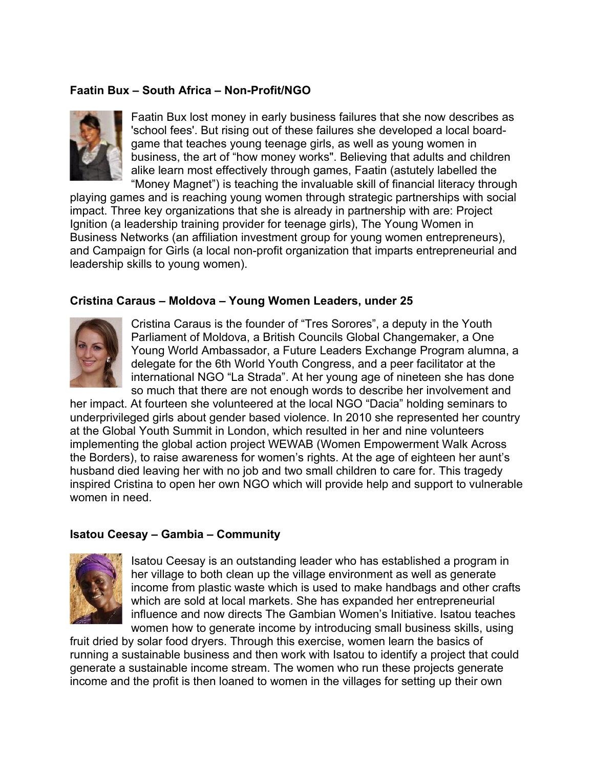**Faatin Bux – South Africa – Non-Profit/NGO**

Faatin Bux lost money in early business failures that she now describes as 'school fees'. But rising out of these failures she developed a local board-game that teaches young teenage girls, as well as young women in business, the art of "how money works". Believing that adults and children alike learn most effectively through games, Faatin (astutely labelled the "Money Magnet") is teaching the invaluable skill of financial literacy through playing games and is reaching young women through strategic partnerships with social impact. Three key organizations that she is already in partnership with are: Project Ignition (a leadership training provider for teenage girls), The Young Women in Business Networks (an affiliation investment group for young women entrepreneurs), and Campaign for Girls (a local non-profit organization that imparts entrepreneurial and leadership skills to young women).

**Cristina Caraus – Moldova – Young Women Leaders, under 25**

Cristina Caraus is the founder of "Tres Sorores", a deputy in the Youth Parliament of Moldova, a British Councils Global Changemaker, a One Young World Ambassador, a Future Leaders Exchange Program alumna, a delegate for the 6th World Youth Congress, and a peer facilitator at the international NGO "La Strada". At her young age of nineteen she has done so much that there are not enough words to describe her involvement and her impact. At fourteen she volunteered at the local NGO "Dacia" holding seminars to underprivileged girls about gender based violence. In 2010 she represented her country at the Global Youth Summit in London, which resulted in her and nine volunteers implementing the global action project WEWAB (Women Empowerment Walk Across the Borders), to raise awareness for women's rights. At the age of eighteen her aunt's husband died leaving her with no job and two small children to care for. This tragedy inspired Cristina to open her own NGO which will provide help and support to vulnerable women in need.

**Isatou Ceesay – Gambia – Community**

Isatou Ceesay is an outstanding leader who has established a program in her village to both clean up the village environment as well as generate income from plastic waste which is used to make handbags and other crafts which are sold at local markets. She has expanded her entrepreneurial influence and now directs The Gambian Women's Initiative. Isatou teaches women how to generate income by introducing small business skills, using fruit dried by solar food dryers. Through this exercise, women learn the basics of running a sustainable business and then work with Isatou to identify a project that could generate a sustainable income stream. The women who run these projects generate income and the profit is then loaned to women in the villages for setting up their own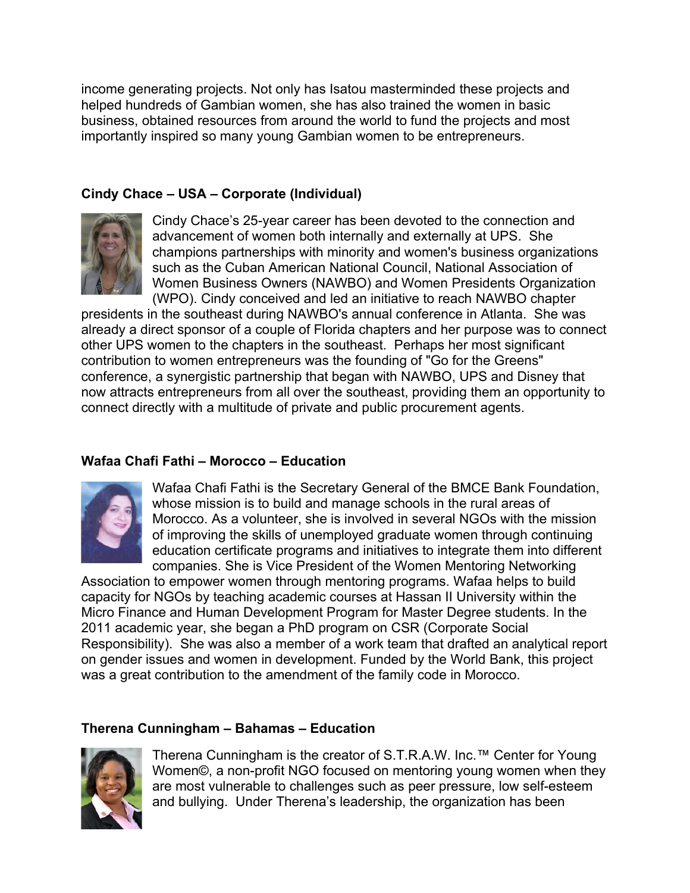income generating projects. Not only has Isatou masterminded these projects and helped hundreds of Gambian women, she has also trained the women in basic business, obtained resources from around the world to fund the projects and most importantly inspired so many young Gambian women to be entrepreneurs.

**Cindy Chace – USA – Corporate (Individual)**

Cindy Chace's 25-year career has been devoted to the connection and advancement of women both internally and externally at UPS. She champions partnerships with minority and women's business organizations such as the Cuban American National Council, National Association of Women Business Owners (NAWBO) and Women Presidents Organization (WPO). Cindy conceived and led an initiative to reach NAWBO chapter presidents in the southeast during NAWBO's annual conference in Atlanta. She was already a direct sponsor of a couple of Florida chapters and her purpose was to connect other UPS women to the chapters in the southeast. Perhaps her most significant contribution to women entrepreneurs was the founding of "Go for the Greens" conference, a synergistic partnership that began with NAWBO, UPS and Disney that now attracts entrepreneurs from all over the southeast, providing them an opportunity to connect directly with a multitude of private and public procurement agents.

**Wafaa Chafi Fathi – Morocco – Education**

Wafaa Chafi Fathi is the Secretary General of the BMCE Bank Foundation, whose mission is to build and manage schools in the rural areas of Morocco. As a volunteer, she is involved in several NGOs with the mission of improving the skills of unemployed graduate women through continuing education certificate programs and initiatives to integrate them into different companies. She is Vice President of the Women Mentoring Networking Association to empower women through mentoring programs. Wafaa helps to build capacity for NGOs by teaching academic courses at Hassan II University within the Micro Finance and Human Development Program for Master Degree students. In the 2011 academic year, she began a PhD program on CSR (Corporate Social Responsibility). She was also a member of a work team that drafted an analytical report on gender issues and women in development. Funded by the World Bank, this project was a great contribution to the amendment of the family code in Morocco.

**Therena Cunningham – Bahamas – Education**

Therena Cunningham is the creator of S.T.R.A.W. Inc.™ Center for Young Women©, a non-profit NGO focused on mentoring young women when they are most vulnerable to challenges such as peer pressure, low self-esteem and bullying. Under Therena's leadership, the organization has been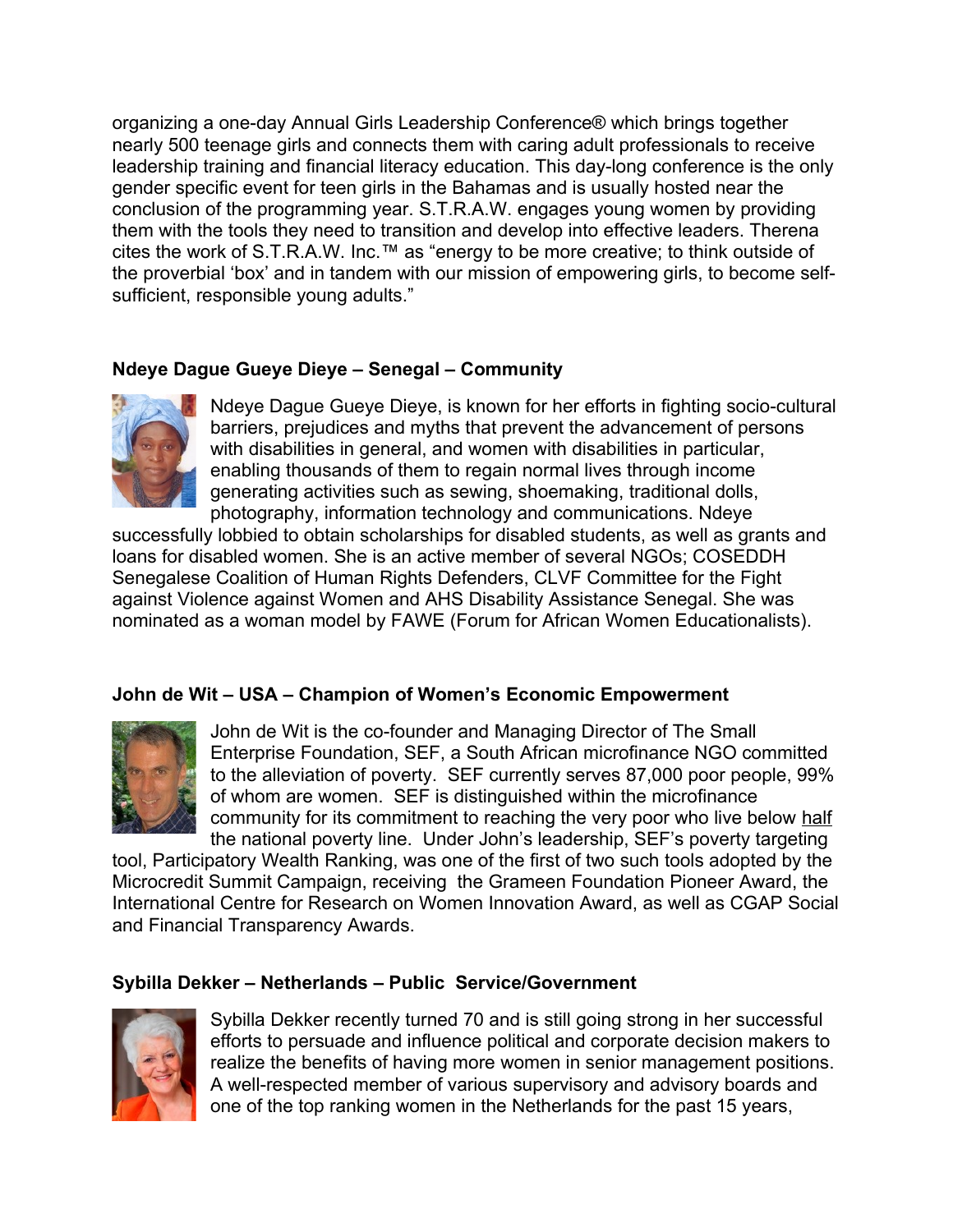organizing a one-day Annual Girls Leadership Conference® which brings together nearly 500 teenage girls and connects them with caring adult professionals to receive leadership training and financial literacy education. This day-long conference is the only gender specific event for teen girls in the Bahamas and is usually hosted near the conclusion of the programming year. S.T.R.A.W. engages young women by providing them with the tools they need to transition and develop into effective leaders. Therena cites the work of S.T.R.A.W. Inc.™ as "energy to be more creative; to think outside of the proverbial 'box' and in tandem with our mission of empowering girls, to become self-sufficient, responsible young adults."

**Ndeye Dague Gueye Dieye – Senegal – Community**

Ndeye Dague Gueye Dieye, is known for her efforts in fighting socio-cultural barriers, prejudices and myths that prevent the advancement of persons with disabilities in general, and women with disabilities in particular, enabling thousands of them to regain normal lives through income generating activities such as sewing, shoemaking, traditional dolls, photography, information technology and communications. Ndeye successfully lobbied to obtain scholarships for disabled students, as well as grants and loans for disabled women. She is an active member of several NGOs; COSEDDH Senegalese Coalition of Human Rights Defenders, CLVF Committee for the Fight against Violence against Women and AHS Disability Assistance Senegal. She was nominated as a woman model by FAWE (Forum for African Women Educationalists).

**John de Wit – USA – Champion of Women's Economic Empowerment**

John de Wit is the co-founder and Managing Director of The Small Enterprise Foundation, SEF, a South African microfinance NGO committed to the alleviation of poverty. SEF currently serves 87,000 poor people, 99% of whom are women. SEF is distinguished within the microfinance community for its commitment to reaching the very poor who live below half the national poverty line. Under John's leadership, SEF's poverty targeting tool, Participatory Wealth Ranking, was one of the first of two such tools adopted by the Microcredit Summit Campaign, receiving the Grameen Foundation Pioneer Award, the International Centre for Research on Women Innovation Award, as well as CGAP Social and Financial Transparency Awards.

**Sybilla Dekker – Netherlands – Public Service/Government**

Sybilla Dekker recently turned 70 and is still going strong in her successful efforts to persuade and influence political and corporate decision makers to realize the benefits of having more women in senior management positions. A well-respected member of various supervisory and advisory boards and one of the top ranking women in the Netherlands for the past 15 years,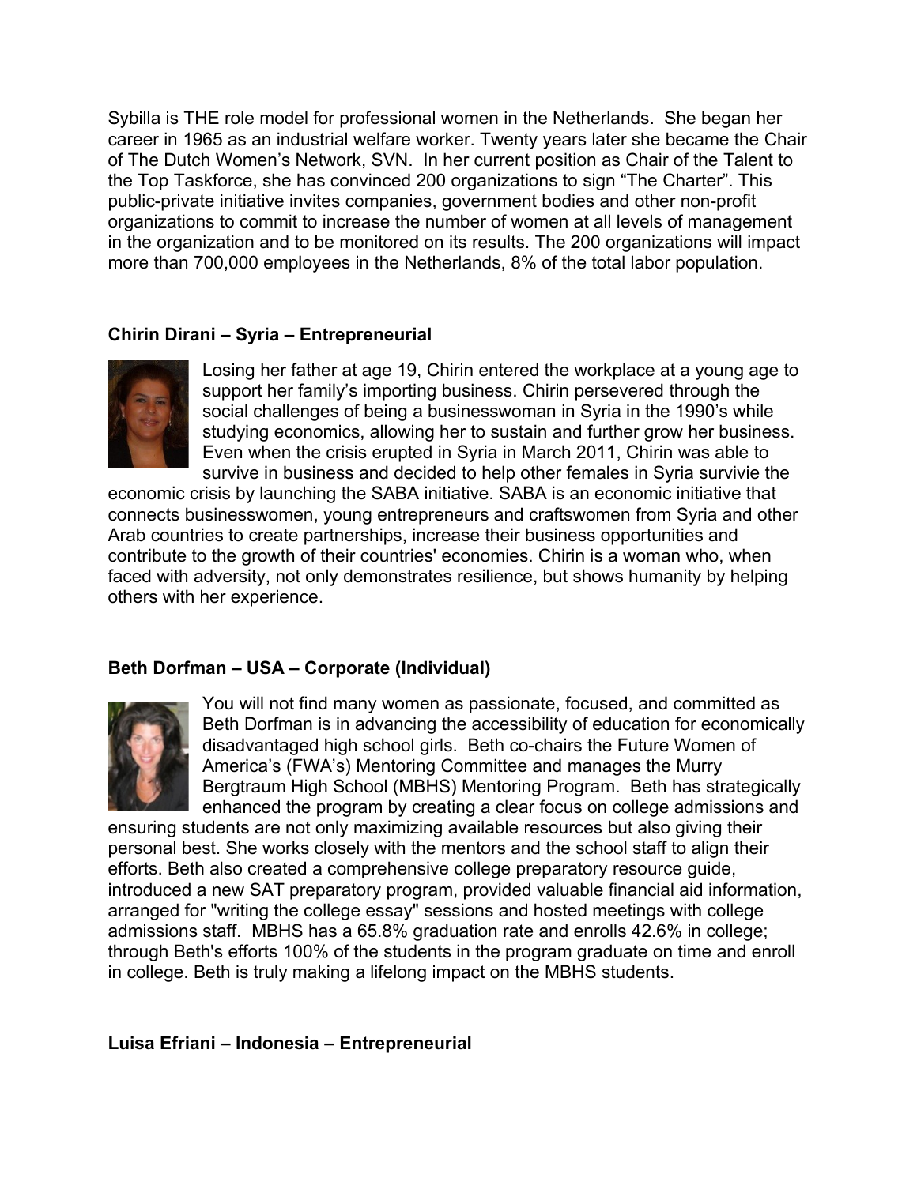Sybilla is THE role model for professional women in the Netherlands. She began her career in 1965 as an industrial welfare worker. Twenty years later she became the Chair of The Dutch Women's Network, SVN. In her current position as Chair of the Talent to the Top Taskforce, she has convinced 200 organizations to sign "The Charter". This public-private initiative invites companies, government bodies and other non-profit organizations to commit to increase the number of women at all levels of management in the organization and to be monitored on its results. The 200 organizations will impact more than 700,000 employees in the Netherlands, 8% of the total labor population.

**Chirin Dirani – Syria – Entrepreneurial**

Losing her father at age 19, Chirin entered the workplace at a young age to support her family's importing business. Chirin persevered through the social challenges of being a businesswoman in Syria in the 1990's while studying economics, allowing her to sustain and further grow her business. Even when the crisis erupted in Syria in March 2011, Chirin was able to survive in business and decided to help other females in Syria survivie the economic crisis by launching the SABA initiative. SABA is an economic initiative that connects businesswomen, young entrepreneurs and craftswomen from Syria and other Arab countries to create partnerships, increase their business opportunities and contribute to the growth of their countries' economies. Chirin is a woman who, when faced with adversity, not only demonstrates resilience, but shows humanity by helping others with her experience.

**Beth Dorfman – USA – Corporate (Individual)**

You will not find many women as passionate, focused, and committed as Beth Dorfman is in advancing the accessibility of education for economically disadvantaged high school girls. Beth co-chairs the Future Women of America's (FWA's) Mentoring Committee and manages the Murry Bergtraum High School (MBHS) Mentoring Program. Beth has strategically enhanced the program by creating a clear focus on college admissions and ensuring students are not only maximizing available resources but also giving their personal best. She works closely with the mentors and the school staff to align their efforts. Beth also created a comprehensive college preparatory resource guide, introduced a new SAT preparatory program, provided valuable financial aid information, arranged for "writing the college essay" sessions and hosted meetings with college admissions staff. MBHS has a 65.8% graduation rate and enrolls 42.6% in college; through Beth's efforts 100% of the students in the program graduate on time and enroll in college. Beth is truly making a lifelong impact on the MBHS students.

**Luisa Efriani – Indonesia – Entrepreneurial**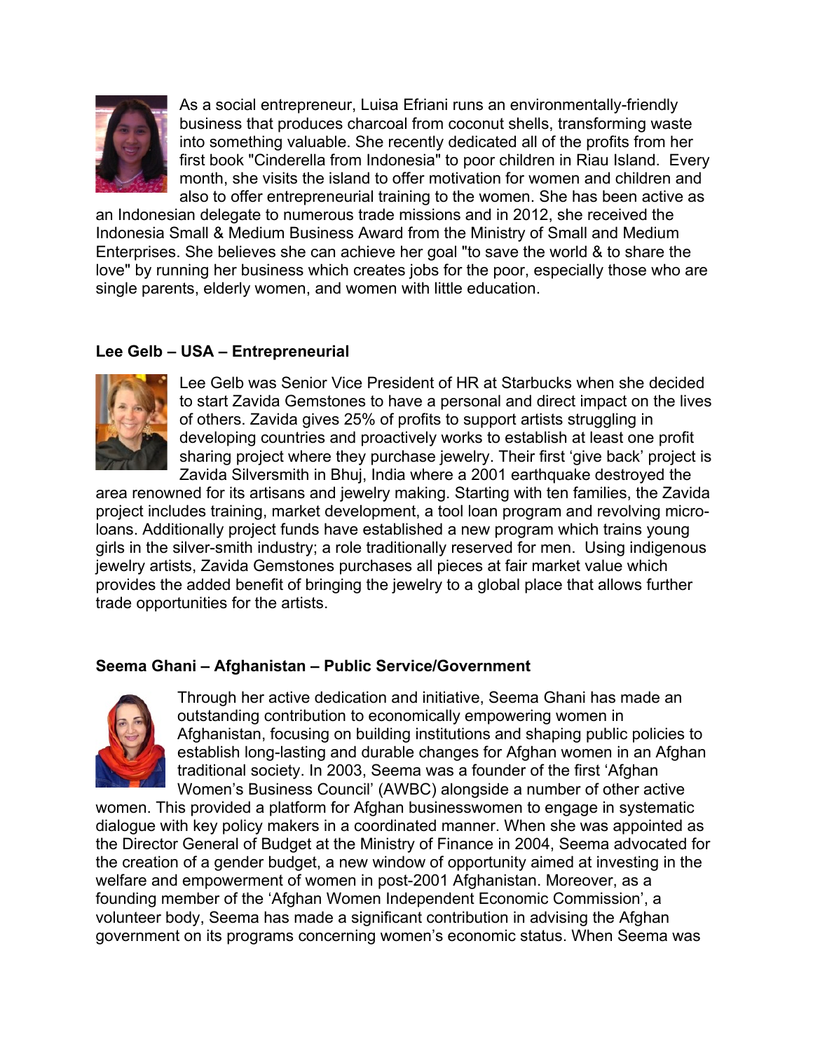As a social entrepreneur, Luisa Efriani runs an environmentally-friendly business that produces charcoal from coconut shells, transforming waste into something valuable. She recently dedicated all of the profits from her first book "Cinderella from Indonesia" to poor children in Riau Island. Every month, she visits the island to offer motivation for women and children and also to offer entrepreneurial training to the women. She has been active as an Indonesian delegate to numerous trade missions and in 2012, she received the Indonesia Small & Medium Business Award from the Ministry of Small and Medium Enterprises. She believes she can achieve her goal "to save the world & to share the love" by running her business which creates jobs for the poor, especially those who are single parents, elderly women, and women with little education.

**Lee Gelb – USA – Entrepreneurial**

Lee Gelb was Senior Vice President of HR at Starbucks when she decided to start Zavida Gemstones to have a personal and direct impact on the lives of others. Zavida gives 25% of profits to support artists struggling in developing countries and proactively works to establish at least one profit sharing project where they purchase jewelry. Their first 'give back' project is Zavida Silversmith in Bhuj, India where a 2001 earthquake destroyed the area renowned for its artisans and jewelry making. Starting with ten families, the Zavida project includes training, market development, a tool loan program and revolving micro-loans. Additionally project funds have established a new program which trains young girls in the silver-smith industry; a role traditionally reserved for men. Using indigenous jewelry artists, Zavida Gemstones purchases all pieces at fair market value which provides the added benefit of bringing the jewelry to a global place that allows further trade opportunities for the artists.

**Seema Ghani – Afghanistan – Public Service/Government**

Through her active dedication and initiative, Seema Ghani has made an outstanding contribution to economically empowering women in Afghanistan, focusing on building institutions and shaping public policies to establish long-lasting and durable changes for Afghan women in an Afghan traditional society. In 2003, Seema was a founder of the first 'Afghan Women's Business Council' (AWBC) alongside a number of other active women. This provided a platform for Afghan businesswomen to engage in systematic dialogue with key policy makers in a coordinated manner. When she was appointed as the Director General of Budget at the Ministry of Finance in 2004, Seema advocated for the creation of a gender budget, a new window of opportunity aimed at investing in the welfare and empowerment of women in post-2001 Afghanistan. Moreover, as a founding member of the 'Afghan Women Independent Economic Commission', a volunteer body, Seema has made a significant contribution in advising the Afghan government on its programs concerning women's economic status. When Seema was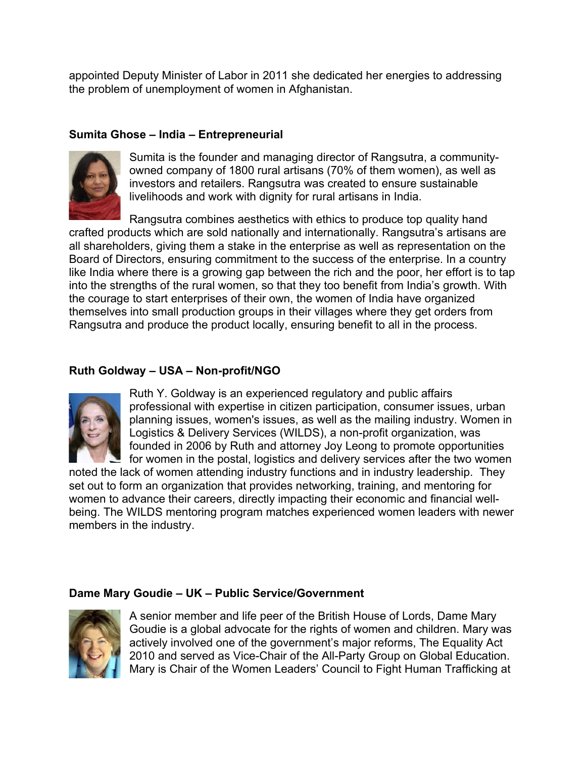appointed Deputy Minister of Labor in 2011 she dedicated her energies to addressing the problem of unemployment of women in Afghanistan.

**Sumita Ghose – India – Entrepreneurial**

Sumita is the founder and managing director of Rangsutra, a community-owned company of 1800 rural artisans (70% of them women), as well as investors and retailers. Rangsutra was created to ensure sustainable livelihoods and work with dignity for rural artisans in India.

Rangsutra combines aesthetics with ethics to produce top quality hand crafted products which are sold nationally and internationally. Rangsutra's artisans are all shareholders, giving them a stake in the enterprise as well as representation on the Board of Directors, ensuring commitment to the success of the enterprise. In a country like India where there is a growing gap between the rich and the poor, her effort is to tap into the strengths of the rural women, so that they too benefit from India's growth. With the courage to start enterprises of their own, the women of India have organized themselves into small production groups in their villages where they get orders from Rangsutra and produce the product locally, ensuring benefit to all in the process.

**Ruth Goldway – USA – Non-profit/NGO**

Ruth Y. Goldway is an experienced regulatory and public affairs professional with expertise in citizen participation, consumer issues, urban planning issues, women's issues, as well as the mailing industry. Women in Logistics & Delivery Services (WILDS), a non-profit organization, was founded in 2006 by Ruth and attorney Joy Leong to promote opportunities for women in the postal, logistics and delivery services after the two women noted the lack of women attending industry functions and in industry leadership. They set out to form an organization that provides networking, training, and mentoring for women to advance their careers, directly impacting their economic and financial well-being. The WILDS mentoring program matches experienced women leaders with newer members in the industry.

**Dame Mary Goudie – UK – Public Service/Government**

A senior member and life peer of the British House of Lords, Dame Mary Goudie is a global advocate for the rights of women and children. Mary was actively involved one of the government's major reforms, The Equality Act 2010 and served as Vice-Chair of the All-Party Group on Global Education. Mary is Chair of the Women Leaders' Council to Fight Human Trafficking at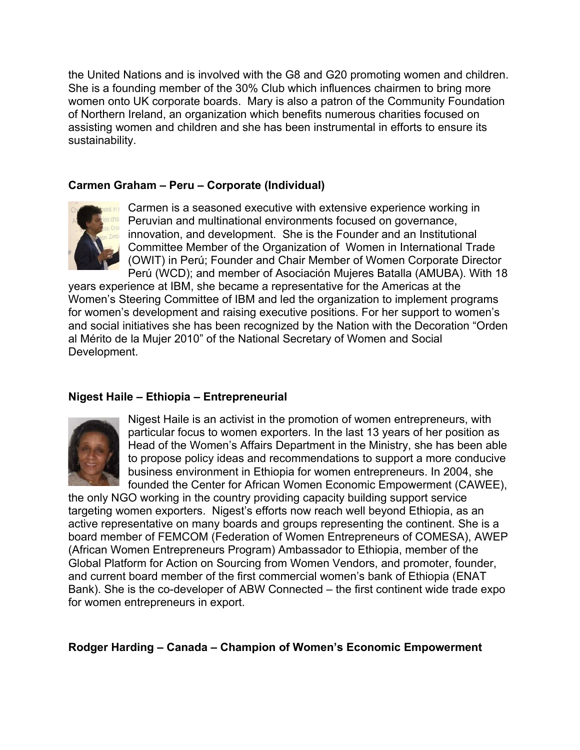the United Nations and is involved with the G8 and G20 promoting women and children. She is a founding member of the 30% Club which influences chairmen to bring more women onto UK corporate boards. Mary is also a patron of the Community Foundation of Northern Ireland, an organization which benefits numerous charities focused on assisting women and children and she has been instrumental in efforts to ensure its sustainability.

**Carmen Graham – Peru – Corporate (Individual)**

Carmen is a seasoned executive with extensive experience working in Peruvian and multinational environments focused on governance, innovation, and development. She is the Founder and an Institutional Committee Member of the Organization of Women in International Trade (OWIT) in Perú; Founder and Chair Member of Women Corporate Director Perú (WCD); and member of Asociación Mujeres Batalla (AMUBA). With 18 years experience at IBM, she became a representative for the Americas at the Women's Steering Committee of IBM and led the organization to implement programs for women's development and raising executive positions. For her support to women's and social initiatives she has been recognized by the Nation with the Decoration "Orden al Mérito de la Mujer 2010" of the National Secretary of Women and Social Development.

**Nigest Haile – Ethiopia – Entrepreneurial**

Nigest Haile is an activist in the promotion of women entrepreneurs, with particular focus to women exporters. In the last 13 years of her position as Head of the Women's Affairs Department in the Ministry, she has been able to propose policy ideas and recommendations to support a more conducive business environment in Ethiopia for women entrepreneurs. In 2004, she founded the Center for African Women Economic Empowerment (CAWEE), the only NGO working in the country providing capacity building support service targeting women exporters. Nigest's efforts now reach well beyond Ethiopia, as an active representative on many boards and groups representing the continent. She is a board member of FEMCOM (Federation of Women Entrepreneurs of COMESA), AWEP (African Women Entrepreneurs Program) Ambassador to Ethiopia, member of the Global Platform for Action on Sourcing from Women Vendors, and promoter, founder, and current board member of the first commercial women's bank of Ethiopia (ENAT Bank). She is the co-developer of ABW Connected – the first continent wide trade expo for women entrepreneurs in export.

**Rodger Harding – Canada – Champion of Women's Economic Empowerment**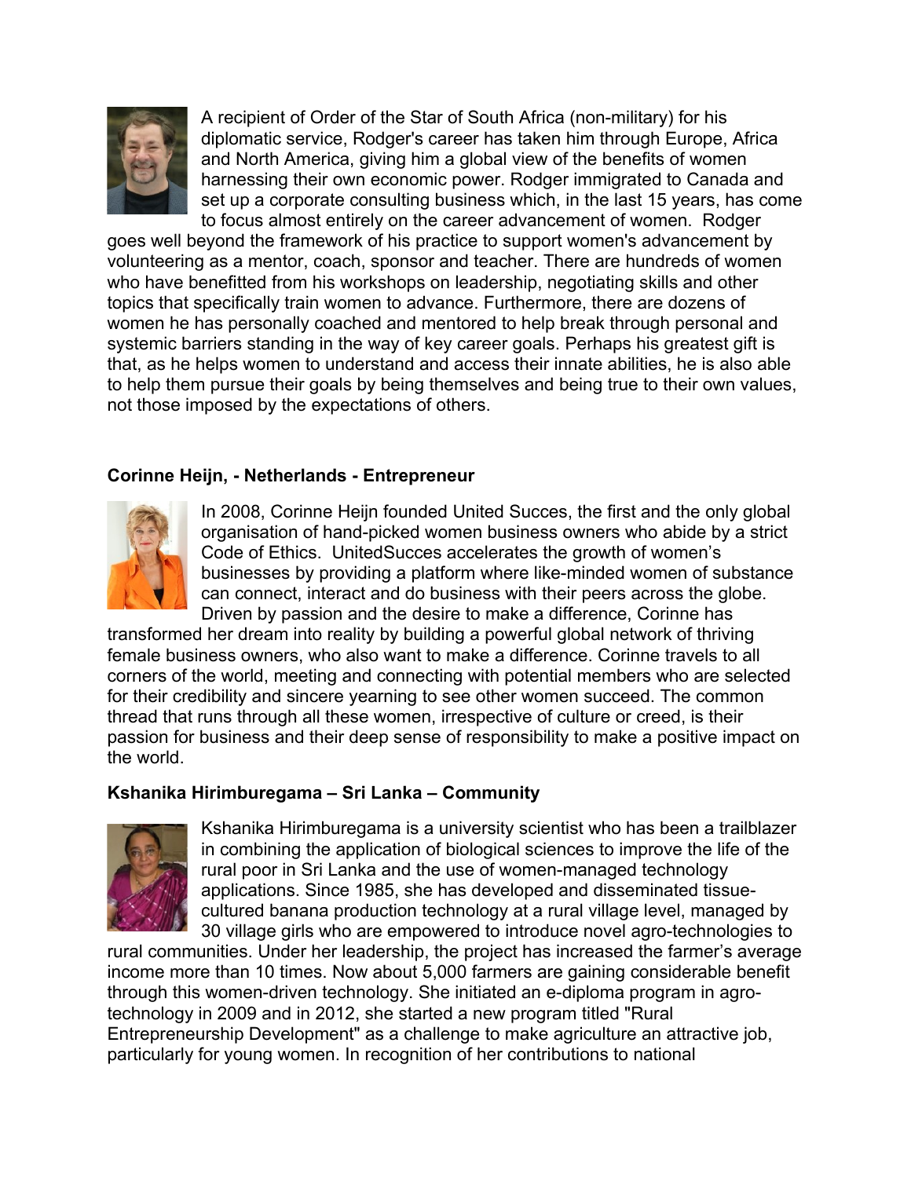A recipient of Order of the Star of South Africa (non-military) for his diplomatic service, Rodger's career has taken him through Europe, Africa and North America, giving him a global view of the benefits of women harnessing their own economic power. Rodger immigrated to Canada and set up a corporate consulting business which, in the last 15 years, has come to focus almost entirely on the career advancement of women. Rodger goes well beyond the framework of his practice to support women's advancement by volunteering as a mentor, coach, sponsor and teacher. There are hundreds of women who have benefitted from his workshops on leadership, negotiating skills and other topics that specifically train women to advance. Furthermore, there are dozens of women he has personally coached and mentored to help break through personal and systemic barriers standing in the way of key career goals. Perhaps his greatest gift is that, as he helps women to understand and access their innate abilities, he is also able to help them pursue their goals by being themselves and being true to their own values, not those imposed by the expectations of others.

**Corinne Heijn, - Netherlands - Entrepreneur**

In 2008, Corinne Heijn founded United Succes, the first and the only global organisation of hand-picked women business owners who abide by a strict Code of Ethics. UnitedSucces accelerates the growth of women's businesses by providing a platform where like-minded women of substance can connect, interact and do business with their peers across the globe. Driven by passion and the desire to make a difference, Corinne has transformed her dream into reality by building a powerful global network of thriving female business owners, who also want to make a difference. Corinne travels to all corners of the world, meeting and connecting with potential members who are selected for their credibility and sincere yearning to see other women succeed. The common thread that runs through all these women, irrespective of culture or creed, is their passion for business and their deep sense of responsibility to make a positive impact on the world.

**Kshanika Hirimburegama – Sri Lanka – Community**

Kshanika Hirimburegama is a university scientist who has been a trailblazer in combining the application of biological sciences to improve the life of the rural poor in Sri Lanka and the use of women-managed technology applications. Since 1985, she has developed and disseminated tissue-cultured banana production technology at a rural village level, managed by 30 village girls who are empowered to introduce novel agro-technologies to rural communities. Under her leadership, the project has increased the farmer's average income more than 10 times. Now about 5,000 farmers are gaining considerable benefit through this women-driven technology. She initiated an e-diploma program in agro-technology in 2009 and in 2012, she started a new program titled "Rural Entrepreneurship Development" as a challenge to make agriculture an attractive job, particularly for young women. In recognition of her contributions to national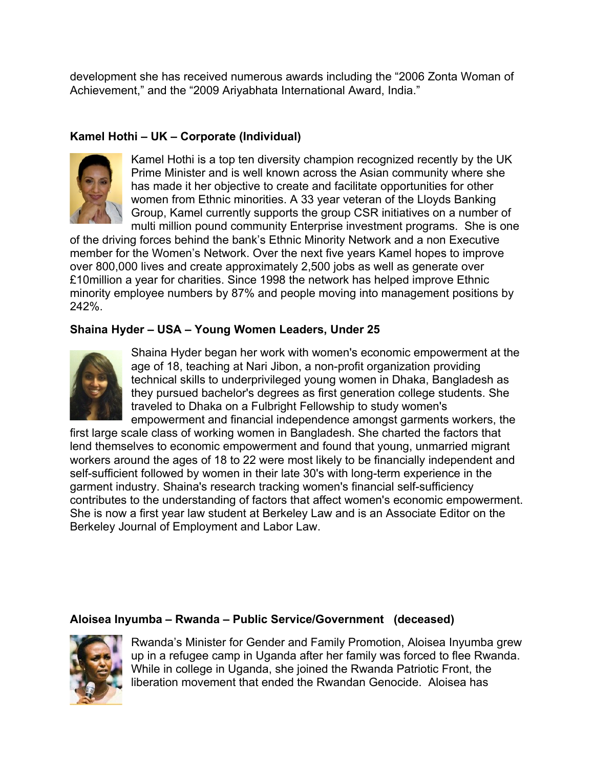development she has received numerous awards including the "2006 Zonta Woman of Achievement," and the "2009 Ariyabhata International Award, India."

**Kamel Hothi – UK – Corporate (Individual)**

Kamel Hothi is a top ten diversity champion recognized recently by the UK Prime Minister and is well known across the Asian community where she has made it her objective to create and facilitate opportunities for other women from Ethnic minorities. A 33 year veteran of the Lloyds Banking Group, Kamel currently supports the group CSR initiatives on a number of multi million pound community Enterprise investment programs. She is one of the driving forces behind the bank's Ethnic Minority Network and a non Executive member for the Women's Network. Over the next five years Kamel hopes to improve over 800,000 lives and create approximately 2,500 jobs as well as generate over £10million a year for charities. Since 1998 the network has helped improve Ethnic minority employee numbers by 87% and people moving into management positions by 242%.

**Shaina Hyder – USA – Young Women Leaders, Under 25**

Shaina Hyder began her work with women's economic empowerment at the age of 18, teaching at Nari Jibon, a non-profit organization providing technical skills to underprivileged young women in Dhaka, Bangladesh as they pursued bachelor's degrees as first generation college students. She traveled to Dhaka on a Fulbright Fellowship to study women's empowerment and financial independence amongst garments workers, the first large scale class of working women in Bangladesh. She charted the factors that lend themselves to economic empowerment and found that young, unmarried migrant workers around the ages of 18 to 22 were most likely to be financially independent and self-sufficient followed by women in their late 30's with long-term experience in the garment industry. Shaina's research tracking women's financial self-sufficiency contributes to the understanding of factors that affect women's economic empowerment. She is now a first year law student at Berkeley Law and is an Associate Editor on the Berkeley Journal of Employment and Labor Law.

**Aloisea Inyumba – Rwanda – Public Service/Government (deceased)**

Rwanda's Minister for Gender and Family Promotion, Aloisea Inyumba grew up in a refugee camp in Uganda after her family was forced to flee Rwanda. While in college in Uganda, she joined the Rwanda Patriotic Front, the liberation movement that ended the Rwandan Genocide. Aloisea has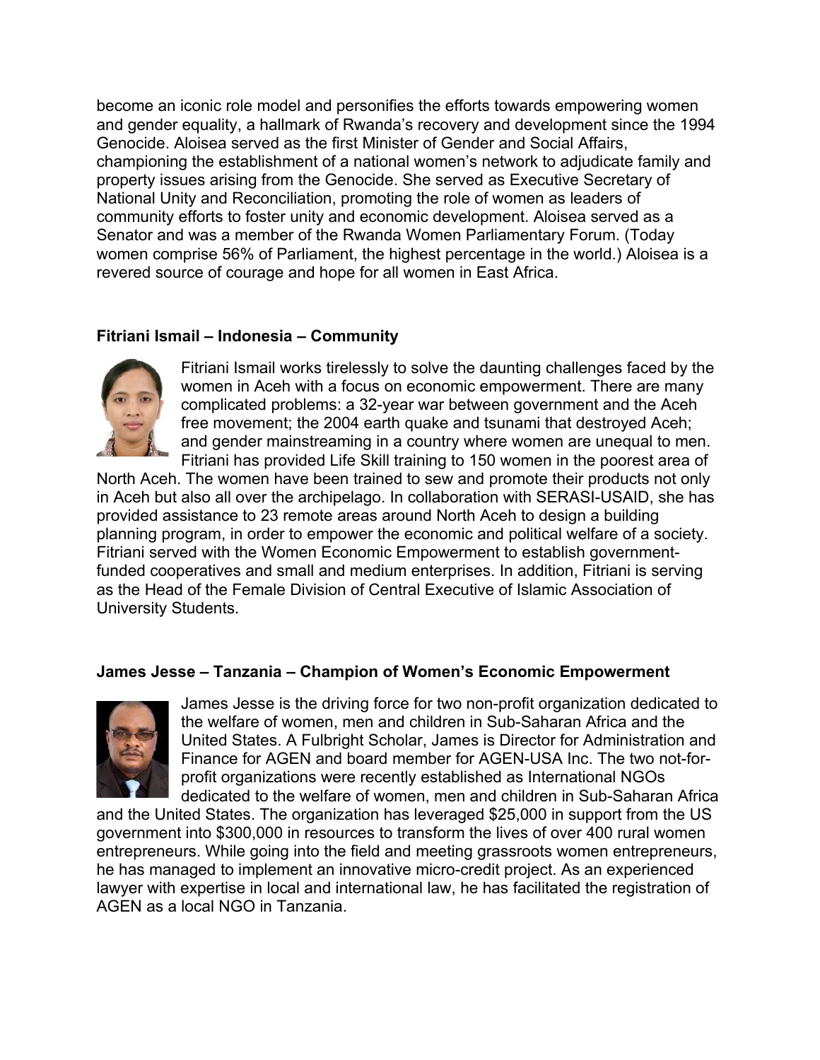become an iconic role model and personifies the efforts towards empowering women and gender equality, a hallmark of Rwanda's recovery and development since the 1994 Genocide. Aloisea served as the first Minister of Gender and Social Affairs, championing the establishment of a national women's network to adjudicate family and property issues arising from the Genocide. She served as Executive Secretary of National Unity and Reconciliation, promoting the role of women as leaders of community efforts to foster unity and economic development. Aloisea served as a Senator and was a member of the Rwanda Women Parliamentary Forum. (Today women comprise 56% of Parliament, the highest percentage in the world.) Aloisea is a revered source of courage and hope for all women in East Africa.

**Fitriani Ismail – Indonesia – Community**

Fitriani Ismail works tirelessly to solve the daunting challenges faced by the women in Aceh with a focus on economic empowerment. There are many complicated problems: a 32-year war between government and the Aceh free movement; the 2004 earth quake and tsunami that destroyed Aceh; and gender mainstreaming in a country where women are unequal to men. Fitriani has provided Life Skill training to 150 women in the poorest area of North Aceh. The women have been trained to sew and promote their products not only in Aceh but also all over the archipelago. In collaboration with SERASI-USAID, she has provided assistance to 23 remote areas around North Aceh to design a building planning program, in order to empower the economic and political welfare of a society. Fitriani served with the Women Economic Empowerment to establish government-funded cooperatives and small and medium enterprises. In addition, Fitriani is serving as the Head of the Female Division of Central Executive of Islamic Association of University Students.

**James Jesse – Tanzania – Champion of Women's Economic Empowerment**

James Jesse is the driving force for two non-profit organization dedicated to the welfare of women, men and children in Sub-Saharan Africa and the United States. A Fulbright Scholar, James is Director for Administration and Finance for AGEN and board member for AGEN-USA Inc. The two not-for-profit organizations were recently established as International NGOs dedicated to the welfare of women, men and children in Sub-Saharan Africa and the United States. The organization has leveraged $25,000 in support from the US government into $300,000 in resources to transform the lives of over 400 rural women entrepreneurs. While going into the field and meeting grassroots women entrepreneurs, he has managed to implement an innovative micro-credit project. As an experienced lawyer with expertise in local and international law, he has facilitated the registration of AGEN as a local NGO in Tanzania.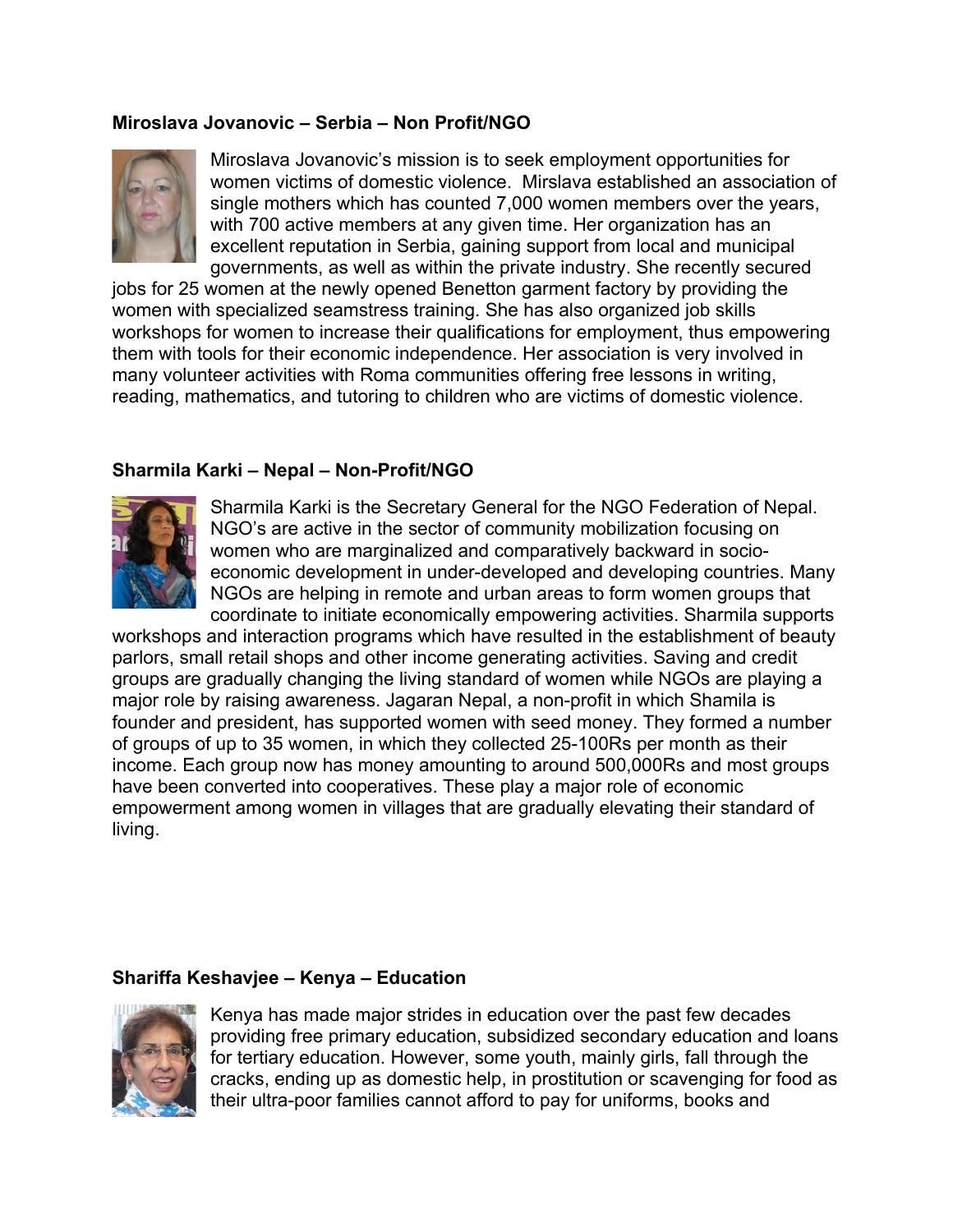**Miroslava Jovanovic – Serbia – Non Profit/NGO**

Miroslava Jovanovic's mission is to seek employment opportunities for women victims of domestic violence. Mirslava established an association of single mothers which has counted 7,000 women members over the years, with 700 active members at any given time. Her organization has an excellent reputation in Serbia, gaining support from local and municipal governments, as well as within the private industry. She recently secured jobs for 25 women at the newly opened Benetton garment factory by providing the women with specialized seamstress training. She has also organized job skills workshops for women to increase their qualifications for employment, thus empowering them with tools for their economic independence. Her association is very involved in many volunteer activities with Roma communities offering free lessons in writing, reading, mathematics, and tutoring to children who are victims of domestic violence.

**Sharmila Karki – Nepal – Non-Profit/NGO**

Sharmila Karki is the Secretary General for the NGO Federation of Nepal. NGO's are active in the sector of community mobilization focusing on women who are marginalized and comparatively backward in socio-economic development in under-developed and developing countries. Many NGOs are helping in remote and urban areas to form women groups that coordinate to initiate economically empowering activities. Sharmila supports workshops and interaction programs which have resulted in the establishment of beauty parlors, small retail shops and other income generating activities. Saving and credit groups are gradually changing the living standard of women while NGOs are playing a major role by raising awareness. Jagaran Nepal, a non-profit in which Shamila is founder and president, has supported women with seed money. They formed a number of groups of up to 35 women, in which they collected 25-100Rs per month as their income. Each group now has money amounting to around 500,000Rs and most groups have been converted into cooperatives. These play a major role of economic empowerment among women in villages that are gradually elevating their standard of living.

**Shariffa Keshavjee – Kenya – Education**

Kenya has made major strides in education over the past few decades providing free primary education, subsidized secondary education and loans for tertiary education. However, some youth, mainly girls, fall through the cracks, ending up as domestic help, in prostitution or scavenging for food as their ultra-poor families cannot afford to pay for uniforms, books and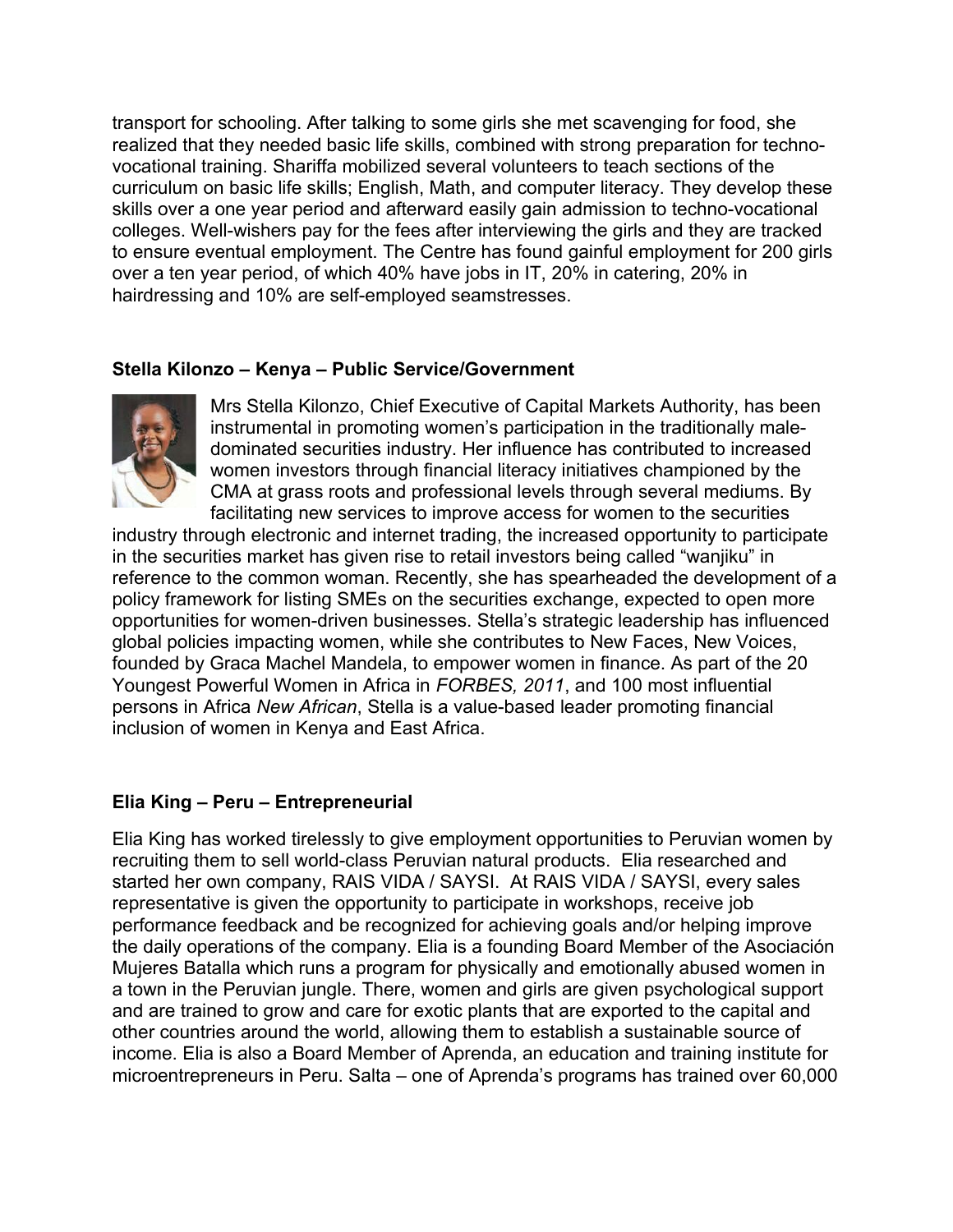transport for schooling. After talking to some girls she met scavenging for food, she realized that they needed basic life skills, combined with strong preparation for techno-vocational training. Shariffa mobilized several volunteers to teach sections of the curriculum on basic life skills; English, Math, and computer literacy. They develop these skills over a one year period and afterward easily gain admission to techno-vocational colleges. Well-wishers pay for the fees after interviewing the girls and they are tracked to ensure eventual employment. The Centre has found gainful employment for 200 girls over a ten year period, of which 40% have jobs in IT, 20% in catering, 20% in hairdressing and 10% are self-employed seamstresses.

**Stella Kilonzo – Kenya – Public Service/Government**

Mrs Stella Kilonzo, Chief Executive of Capital Markets Authority, has been instrumental in promoting women's participation in the traditionally male-dominated securities industry. Her influence has contributed to increased women investors through financial literacy initiatives championed by the CMA at grass roots and professional levels through several mediums. By facilitating new services to improve access for women to the securities industry through electronic and internet trading, the increased opportunity to participate in the securities market has given rise to retail investors being called "wanjiku" in reference to the common woman. Recently, she has spearheaded the development of a policy framework for listing SMEs on the securities exchange, expected to open more opportunities for women-driven businesses. Stella's strategic leadership has influenced global policies impacting women, while she contributes to New Faces, New Voices, founded by Graca Machel Mandela, to empower women in finance. As part of the 20 Youngest Powerful Women in Africa in *FORBES, 2011*, and 100 most influential persons in Africa *New African*, Stella is a value-based leader promoting financial inclusion of women in Kenya and East Africa.

**Elia King – Peru – Entrepreneurial**

Elia King has worked tirelessly to give employment opportunities to Peruvian women by recruiting them to sell world-class Peruvian natural products. Elia researched and started her own company, RAIS VIDA / SAYSI. At RAIS VIDA / SAYSI, every sales representative is given the opportunity to participate in workshops, receive job performance feedback and be recognized for achieving goals and/or helping improve the daily operations of the company. Elia is a founding Board Member of the Asociación Mujeres Batalla which runs a program for physically and emotionally abused women in a town in the Peruvian jungle. There, women and girls are given psychological support and are trained to grow and care for exotic plants that are exported to the capital and other countries around the world, allowing them to establish a sustainable source of income. Elia is also a Board Member of Aprenda, an education and training institute for microentrepreneurs in Peru. Salta – one of Aprenda's programs has trained over 60,000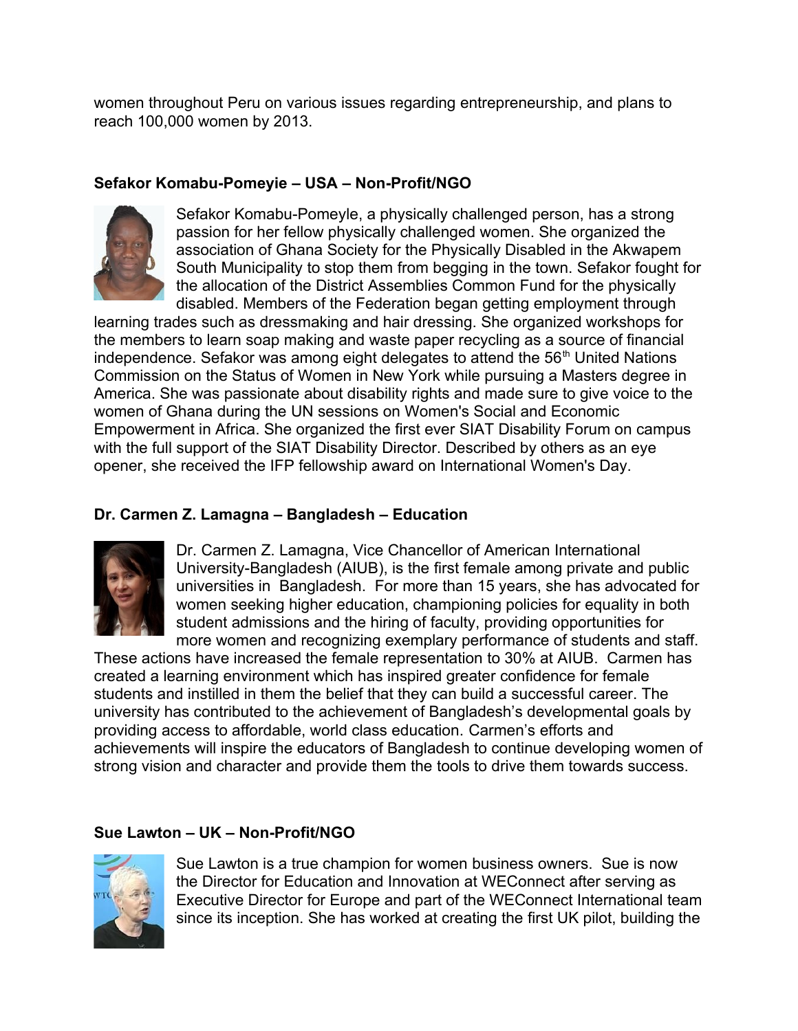women throughout Peru on various issues regarding entrepreneurship, and plans to reach 100,000 women by 2013.

**Sefakor Komabu-Pomeyie – USA – Non-Profit/NGO**

Sefakor Komabu-Pomeyle, a physically challenged person, has a strong passion for her fellow physically challenged women. She organized the association of Ghana Society for the Physically Disabled in the Akwapem South Municipality to stop them from begging in the town. Sefakor fought for the allocation of the District Assemblies Common Fund for the physically disabled. Members of the Federation began getting employment through learning trades such as dressmaking and hair dressing. She organized workshops for the members to learn soap making and waste paper recycling as a source of financial independence. Sefakor was among eight delegates to attend the 56th United Nations Commission on the Status of Women in New York while pursuing a Masters degree in America. She was passionate about disability rights and made sure to give voice to the women of Ghana during the UN sessions on Women's Social and Economic Empowerment in Africa. She organized the first ever SIAT Disability Forum on campus with the full support of the SIAT Disability Director. Described by others as an eye opener, she received the IFP fellowship award on International Women's Day.

**Dr. Carmen Z. Lamagna – Bangladesh – Education**

Dr. Carmen Z. Lamagna, Vice Chancellor of American International University-Bangladesh (AIUB), is the first female among private and public universities in Bangladesh. For more than 15 years, she has advocated for women seeking higher education, championing policies for equality in both student admissions and the hiring of faculty, providing opportunities for more women and recognizing exemplary performance of students and staff. These actions have increased the female representation to 30% at AIUB. Carmen has created a learning environment which has inspired greater confidence for female students and instilled in them the belief that they can build a successful career. The university has contributed to the achievement of Bangladesh's developmental goals by providing access to affordable, world class education. Carmen's efforts and achievements will inspire the educators of Bangladesh to continue developing women of strong vision and character and provide them the tools to drive them towards success.

**Sue Lawton – UK – Non-Profit/NGO**

Sue Lawton is a true champion for women business owners. Sue is now the Director for Education and Innovation at WEConnect after serving as Executive Director for Europe and part of the WEConnect International team since its inception. She has worked at creating the first UK pilot, building the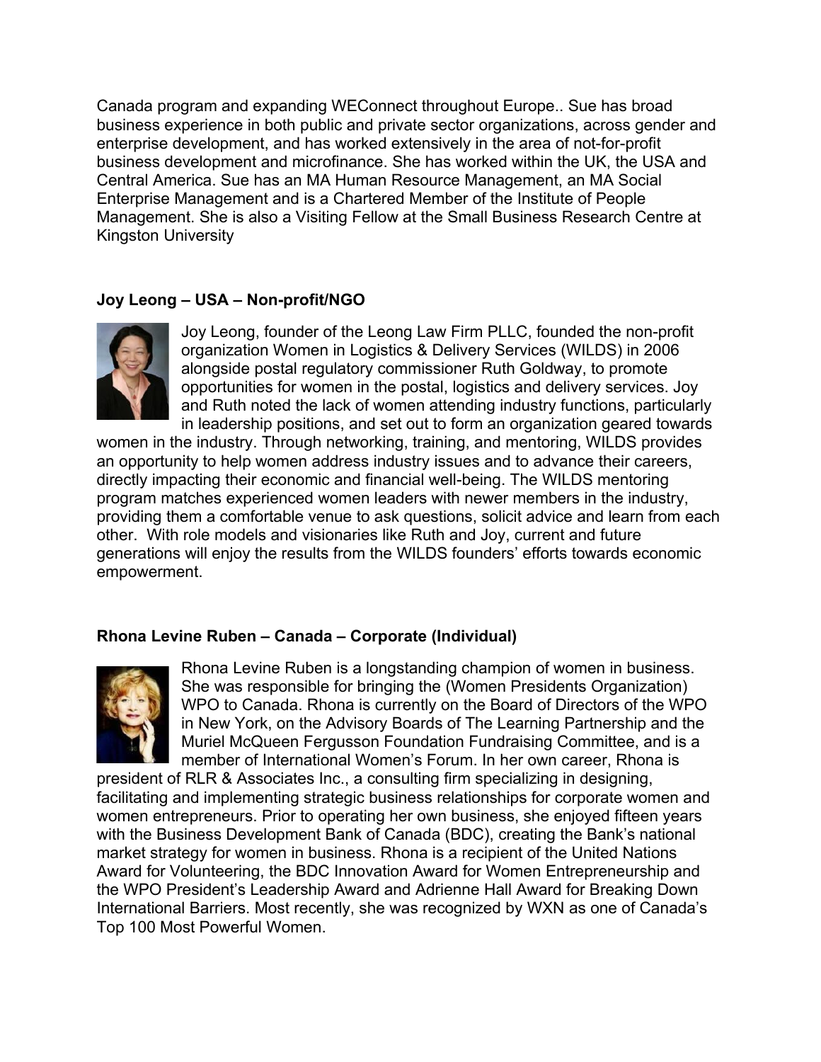Canada program and expanding WEConnect throughout Europe.. Sue has broad business experience in both public and private sector organizations, across gender and enterprise development, and has worked extensively in the area of not-for-profit business development and microfinance. She has worked within the UK, the USA and Central America. Sue has an MA Human Resource Management, an MA Social Enterprise Management and is a Chartered Member of the Institute of People Management. She is also a Visiting Fellow at the Small Business Research Centre at Kingston University

**Joy Leong – USA – Non-profit/NGO**

Joy Leong, founder of the Leong Law Firm PLLC, founded the non-profit organization Women in Logistics & Delivery Services (WILDS) in 2006 alongside postal regulatory commissioner Ruth Goldway, to promote opportunities for women in the postal, logistics and delivery services. Joy and Ruth noted the lack of women attending industry functions, particularly in leadership positions, and set out to form an organization geared towards women in the industry. Through networking, training, and mentoring, WILDS provides an opportunity to help women address industry issues and to advance their careers, directly impacting their economic and financial well-being. The WILDS mentoring program matches experienced women leaders with newer members in the industry, providing them a comfortable venue to ask questions, solicit advice and learn from each other. With role models and visionaries like Ruth and Joy, current and future generations will enjoy the results from the WILDS founders' efforts towards economic empowerment.

**Rhona Levine Ruben – Canada – Corporate (Individual)**

Rhona Levine Ruben is a longstanding champion of women in business. She was responsible for bringing the (Women Presidents Organization) WPO to Canada. Rhona is currently on the Board of Directors of the WPO in New York, on the Advisory Boards of The Learning Partnership and the Muriel McQueen Fergusson Foundation Fundraising Committee, and is a member of International Women's Forum. In her own career, Rhona is president of RLR & Associates Inc., a consulting firm specializing in designing, facilitating and implementing strategic business relationships for corporate women and women entrepreneurs. Prior to operating her own business, she enjoyed fifteen years with the Business Development Bank of Canada (BDC), creating the Bank's national market strategy for women in business. Rhona is a recipient of the United Nations Award for Volunteering, the BDC Innovation Award for Women Entrepreneurship and the WPO President's Leadership Award and Adrienne Hall Award for Breaking Down International Barriers. Most recently, she was recognized by WXN as one of Canada's Top 100 Most Powerful Women.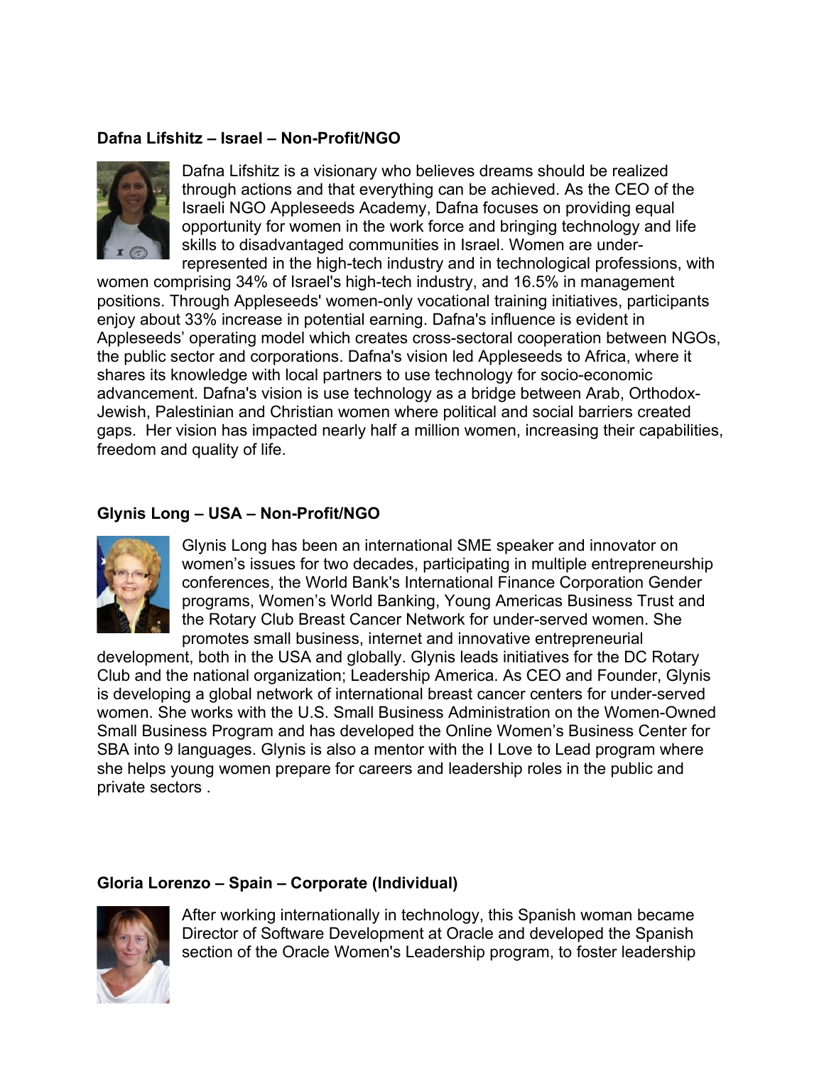**Dafna Lifshitz – Israel – Non-Profit/NGO**

Dafna Lifshitz is a visionary who believes dreams should be realized through actions and that everything can be achieved. As the CEO of the Israeli NGO Appleseeds Academy, Dafna focuses on providing equal opportunity for women in the work force and bringing technology and life skills to disadvantaged communities in Israel. Women are under-represented in the high-tech industry and in technological professions, with women comprising 34% of Israel's high-tech industry, and 16.5% in management positions. Through Appleseeds' women-only vocational training initiatives, participants enjoy about 33% increase in potential earning. Dafna's influence is evident in Appleseeds' operating model which creates cross-sectoral cooperation between NGOs, the public sector and corporations. Dafna's vision led Appleseeds to Africa, where it shares its knowledge with local partners to use technology for socio-economic advancement. Dafna's vision is use technology as a bridge between Arab, Orthodox-Jewish, Palestinian and Christian women where political and social barriers created gaps. Her vision has impacted nearly half a million women, increasing their capabilities, freedom and quality of life.

**Glynis Long – USA – Non-Profit/NGO**

Glynis Long has been an international SME speaker and innovator on women's issues for two decades, participating in multiple entrepreneurship conferences, the World Bank's International Finance Corporation Gender programs, Women's World Banking, Young Americas Business Trust and the Rotary Club Breast Cancer Network for under-served women. She promotes small business, internet and innovative entrepreneurial development, both in the USA and globally. Glynis leads initiatives for the DC Rotary Club and the national organization; Leadership America. As CEO and Founder, Glynis is developing a global network of international breast cancer centers for under-served women. She works with the U.S. Small Business Administration on the Women-Owned Small Business Program and has developed the Online Women's Business Center for SBA into 9 languages. Glynis is also a mentor with the I Love to Lead program where she helps young women prepare for careers and leadership roles in the public and private sectors .

**Gloria Lorenzo – Spain – Corporate (Individual)**

After working internationally in technology, this Spanish woman became Director of Software Development at Oracle and developed the Spanish section of the Oracle Women's Leadership program, to foster leadership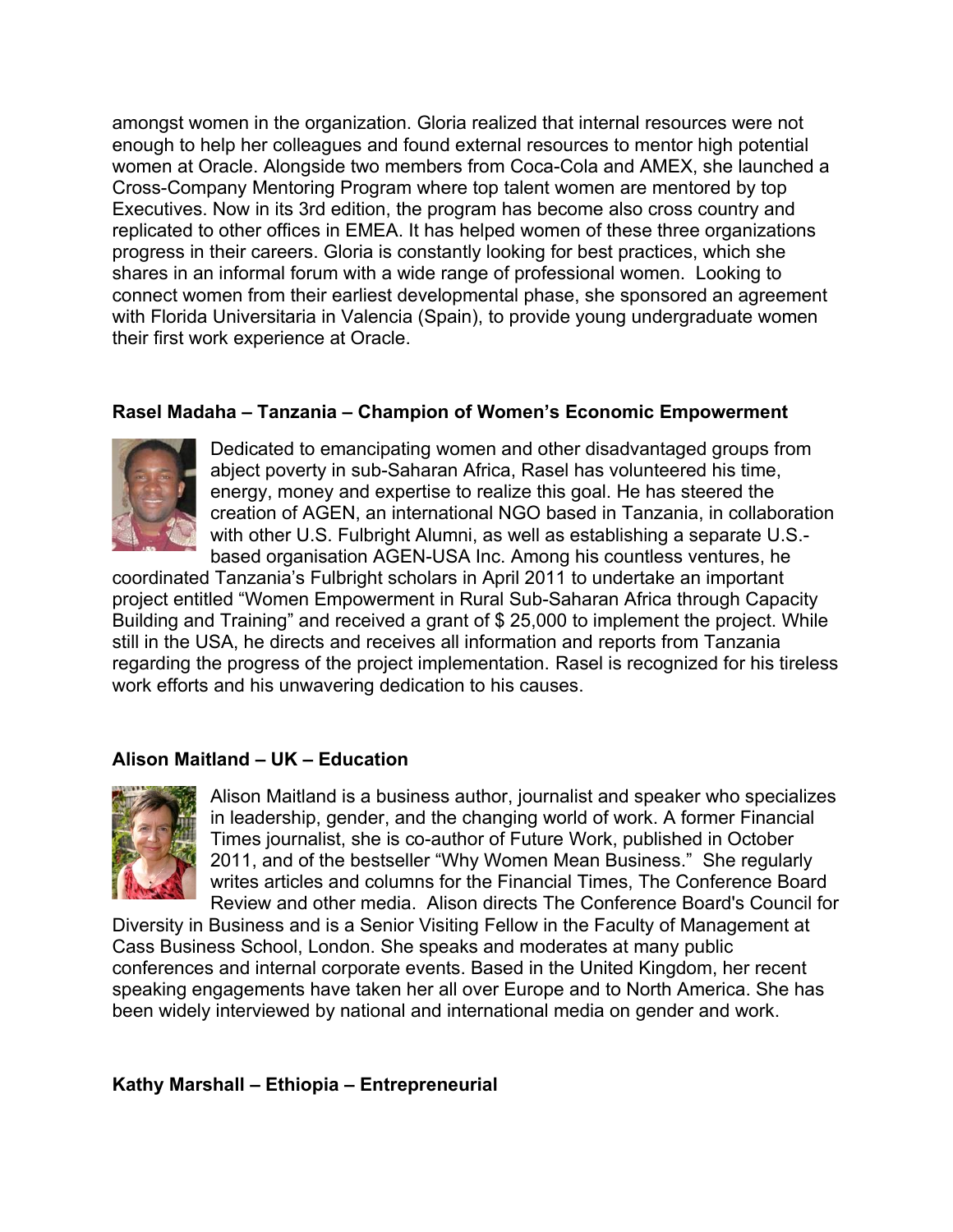amongst women in the organization. Gloria realized that internal resources were not enough to help her colleagues and found external resources to mentor high potential women at Oracle. Alongside two members from Coca-Cola and AMEX, she launched a Cross-Company Mentoring Program where top talent women are mentored by top Executives. Now in its 3rd edition, the program has become also cross country and replicated to other offices in EMEA. It has helped women of these three organizations progress in their careers. Gloria is constantly looking for best practices, which she shares in an informal forum with a wide range of professional women. Looking to connect women from their earliest developmental phase, she sponsored an agreement with Florida Universitaria in Valencia (Spain), to provide young undergraduate women their first work experience at Oracle.

**Rasel Madaha – Tanzania – Champion of Women's Economic Empowerment**

Dedicated to emancipating women and other disadvantaged groups from abject poverty in sub-Saharan Africa, Rasel has volunteered his time, energy, money and expertise to realize this goal. He has steered the creation of AGEN, an international NGO based in Tanzania, in collaboration with other U.S. Fulbright Alumni, as well as establishing a separate U.S.-based organisation AGEN-USA Inc. Among his countless ventures, he coordinated Tanzania's Fulbright scholars in April 2011 to undertake an important project entitled "Women Empowerment in Rural Sub-Saharan Africa through Capacity Building and Training" and received a grant of $ 25,000 to implement the project. While still in the USA, he directs and receives all information and reports from Tanzania regarding the progress of the project implementation. Rasel is recognized for his tireless work efforts and his unwavering dedication to his causes.

**Alison Maitland – UK – Education**

Alison Maitland is a business author, journalist and speaker who specializes in leadership, gender, and the changing world of work. A former Financial Times journalist, she is co-author of Future Work, published in October 2011, and of the bestseller "Why Women Mean Business." She regularly writes articles and columns for the Financial Times, The Conference Board Review and other media. Alison directs The Conference Board's Council for Diversity in Business and is a Senior Visiting Fellow in the Faculty of Management at Cass Business School, London. She speaks and moderates at many public conferences and internal corporate events. Based in the United Kingdom, her recent speaking engagements have taken her all over Europe and to North America. She has been widely interviewed by national and international media on gender and work.

**Kathy Marshall – Ethiopia – Entrepreneurial**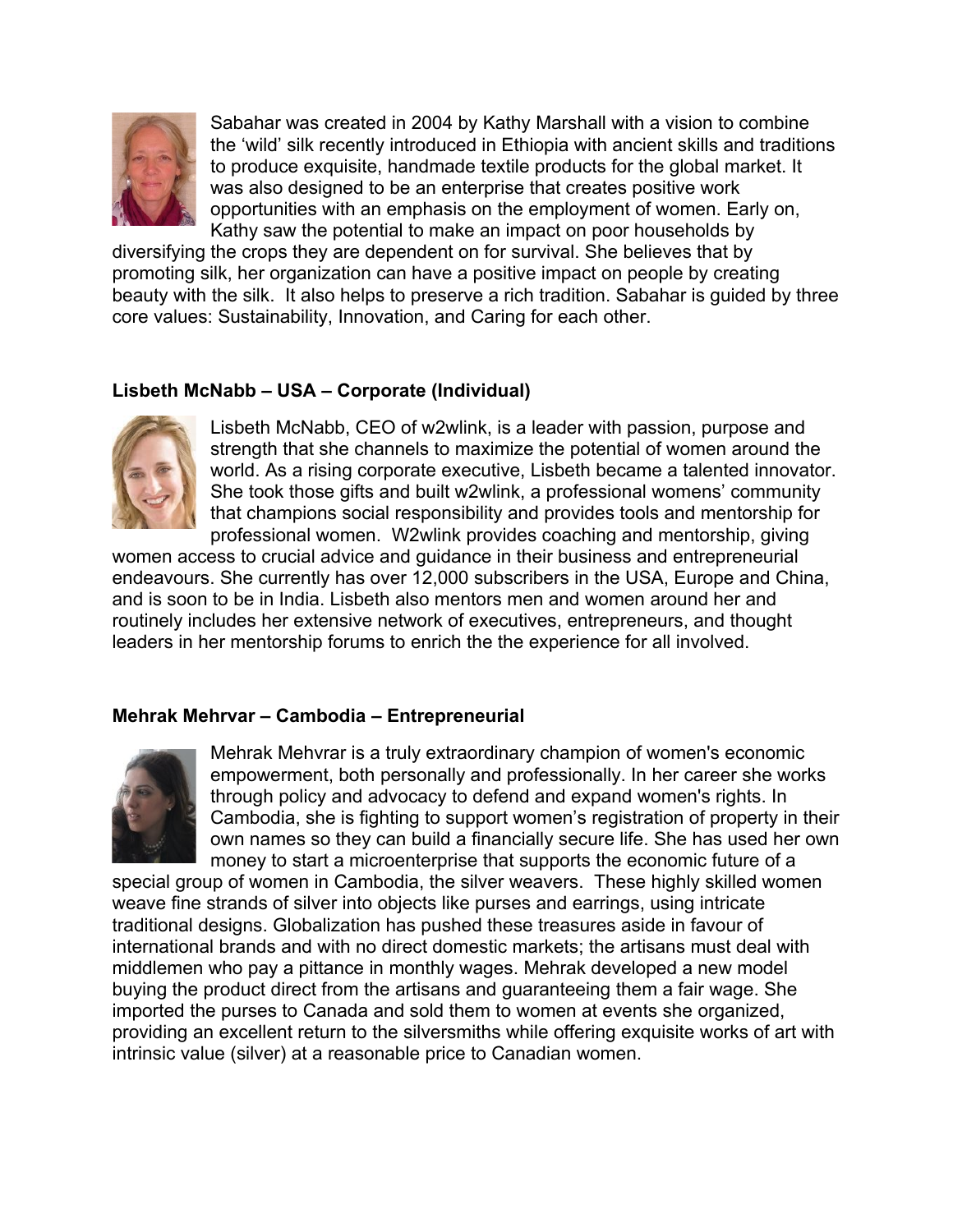Sabahar was created in 2004 by Kathy Marshall with a vision to combine the 'wild' silk recently introduced in Ethiopia with ancient skills and traditions to produce exquisite, handmade textile products for the global market. It was also designed to be an enterprise that creates positive work opportunities with an emphasis on the employment of women. Early on, Kathy saw the potential to make an impact on poor households by diversifying the crops they are dependent on for survival. She believes that by promoting silk, her organization can have a positive impact on people by creating beauty with the silk. It also helps to preserve a rich tradition. Sabahar is guided by three core values: Sustainability, Innovation, and Caring for each other.

**Lisbeth McNabb – USA – Corporate (Individual)**

Lisbeth McNabb, CEO of w2wlink, is a leader with passion, purpose and strength that she channels to maximize the potential of women around the world. As a rising corporate executive, Lisbeth became a talented innovator. She took those gifts and built w2wlink, a professional womens' community that champions social responsibility and provides tools and mentorship for professional women. W2wlink provides coaching and mentorship, giving women access to crucial advice and guidance in their business and entrepreneurial endeavours. She currently has over 12,000 subscribers in the USA, Europe and China, and is soon to be in India. Lisbeth also mentors men and women around her and routinely includes her extensive network of executives, entrepreneurs, and thought leaders in her mentorship forums to enrich the the experience for all involved.

**Mehrak Mehrvar – Cambodia – Entrepreneurial**

Mehrak Mehvrar is a truly extraordinary champion of women's economic empowerment, both personally and professionally. In her career she works through policy and advocacy to defend and expand women's rights. In Cambodia, she is fighting to support women's registration of property in their own names so they can build a financially secure life. She has used her own money to start a microenterprise that supports the economic future of a special group of women in Cambodia, the silver weavers. These highly skilled women weave fine strands of silver into objects like purses and earrings, using intricate traditional designs. Globalization has pushed these treasures aside in favour of international brands and with no direct domestic markets; the artisans must deal with middlemen who pay a pittance in monthly wages. Mehrak developed a new model buying the product direct from the artisans and guaranteeing them a fair wage. She imported the purses to Canada and sold them to women at events she organized, providing an excellent return to the silversmiths while offering exquisite works of art with intrinsic value (silver) at a reasonable price to Canadian women.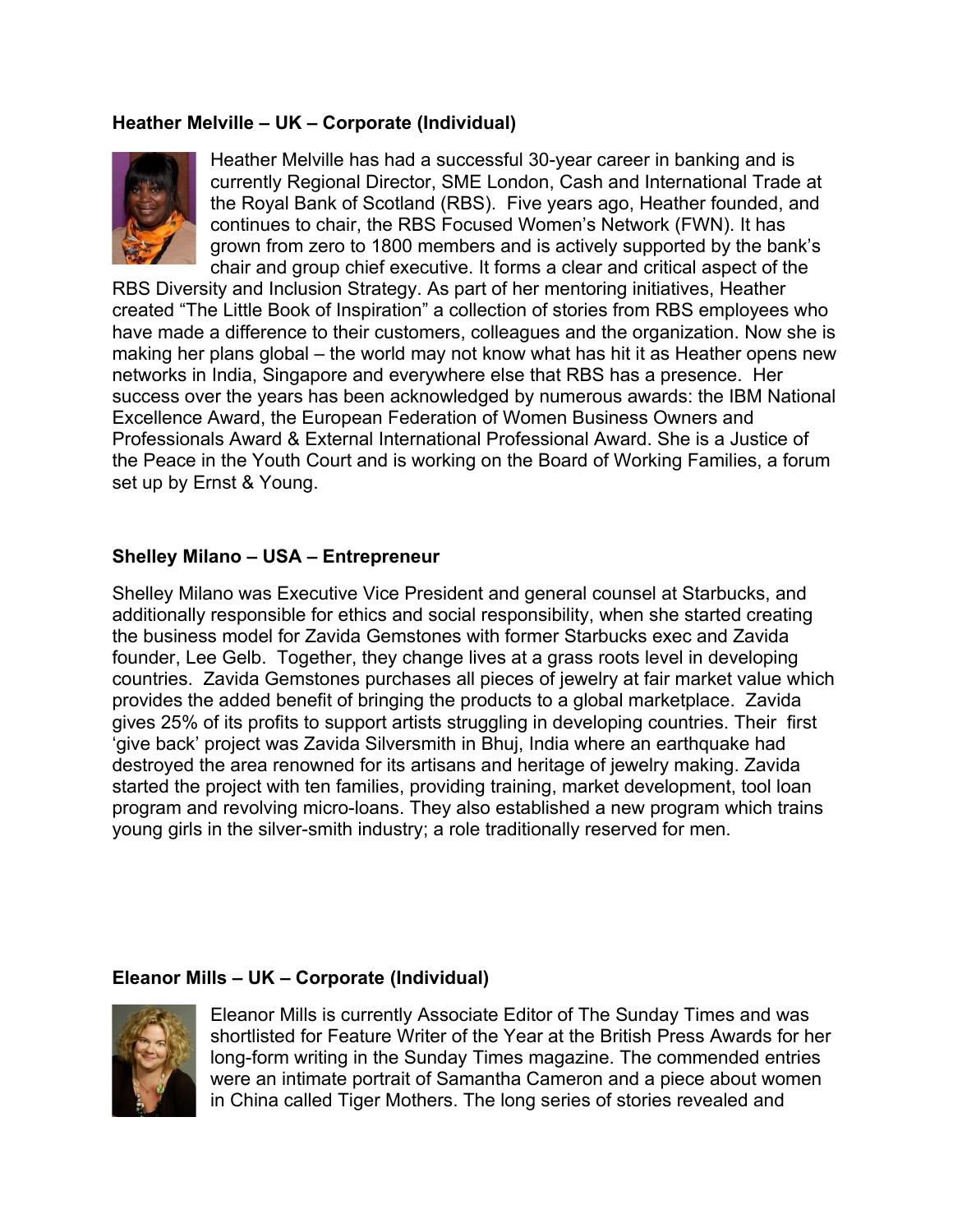**Heather Melville – UK – Corporate (Individual)**

Heather Melville has had a successful 30-year career in banking and is currently Regional Director, SME London, Cash and International Trade at the Royal Bank of Scotland (RBS). Five years ago, Heather founded, and continues to chair, the RBS Focused Women's Network (FWN). It has grown from zero to 1800 members and is actively supported by the bank's chair and group chief executive. It forms a clear and critical aspect of the RBS Diversity and Inclusion Strategy. As part of her mentoring initiatives, Heather created "The Little Book of Inspiration" a collection of stories from RBS employees who have made a difference to their customers, colleagues and the organization. Now she is making her plans global – the world may not know what has hit it as Heather opens new networks in India, Singapore and everywhere else that RBS has a presence. Her success over the years has been acknowledged by numerous awards: the IBM National Excellence Award, the European Federation of Women Business Owners and Professionals Award & External International Professional Award. She is a Justice of the Peace in the Youth Court and is working on the Board of Working Families, a forum set up by Ernst & Young.

**Shelley Milano – USA – Entrepreneur**

Shelley Milano was Executive Vice President and general counsel at Starbucks, and additionally responsible for ethics and social responsibility, when she started creating the business model for Zavida Gemstones with former Starbucks exec and Zavida founder, Lee Gelb. Together, they change lives at a grass roots level in developing countries. Zavida Gemstones purchases all pieces of jewelry at fair market value which provides the added benefit of bringing the products to a global marketplace. Zavida gives 25% of its profits to support artists struggling in developing countries. Their first 'give back' project was Zavida Silversmith in Bhuj, India where an earthquake had destroyed the area renowned for its artisans and heritage of jewelry making. Zavida started the project with ten families, providing training, market development, tool loan program and revolving micro-loans. They also established a new program which trains young girls in the silver-smith industry; a role traditionally reserved for men.

**Eleanor Mills – UK – Corporate (Individual)**

Eleanor Mills is currently Associate Editor of The Sunday Times and was shortlisted for Feature Writer of the Year at the British Press Awards for her long-form writing in the Sunday Times magazine. The commended entries were an intimate portrait of Samantha Cameron and a piece about women in China called Tiger Mothers. The long series of stories revealed and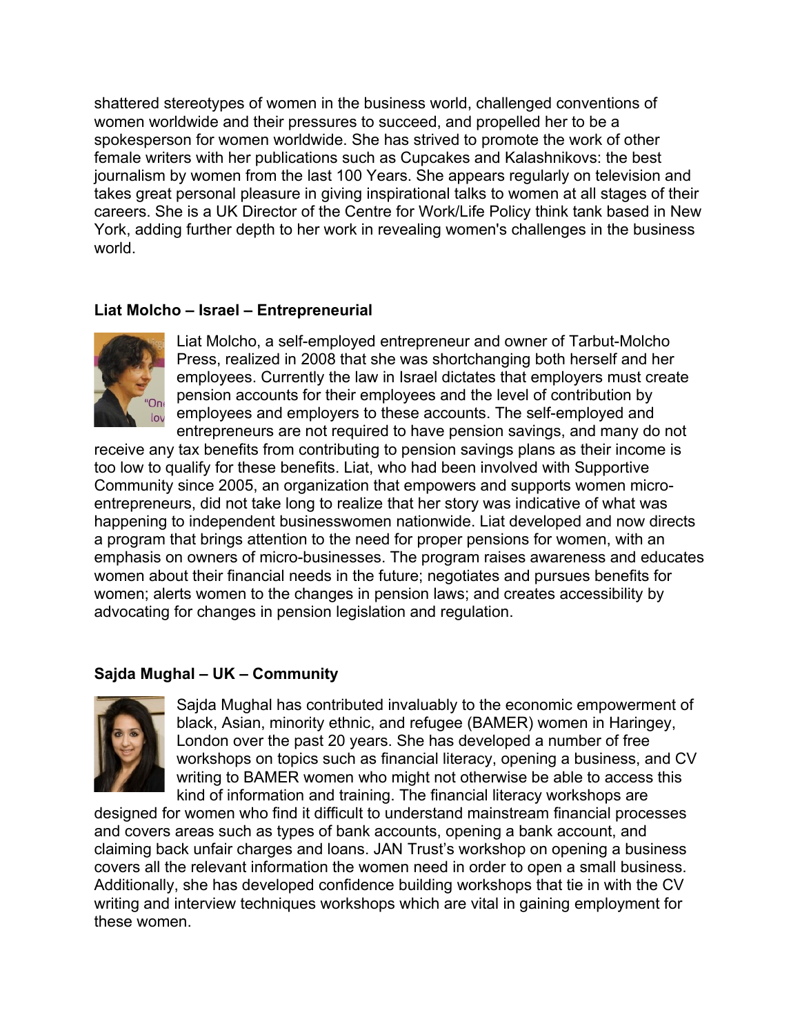shattered stereotypes of women in the business world, challenged conventions of women worldwide and their pressures to succeed, and propelled her to be a spokesperson for women worldwide. She has strived to promote the work of other female writers with her publications such as Cupcakes and Kalashnikovs: the best journalism by women from the last 100 Years. She appears regularly on television and takes great personal pleasure in giving inspirational talks to women at all stages of their careers. She is a UK Director of the Centre for Work/Life Policy think tank based in New York, adding further depth to her work in revealing women's challenges in the business world.

**Liat Molcho – Israel – Entrepreneurial**

Liat Molcho, a self-employed entrepreneur and owner of Tarbut-Molcho Press, realized in 2008 that she was shortchanging both herself and her employees. Currently the law in Israel dictates that employers must create pension accounts for their employees and the level of contribution by employees and employers to these accounts. The self-employed and entrepreneurs are not required to have pension savings, and many do not receive any tax benefits from contributing to pension savings plans as their income is too low to qualify for these benefits. Liat, who had been involved with Supportive Community since 2005, an organization that empowers and supports women micro-entrepreneurs, did not take long to realize that her story was indicative of what was happening to independent businesswomen nationwide. Liat developed and now directs a program that brings attention to the need for proper pensions for women, with an emphasis on owners of micro-businesses. The program raises awareness and educates women about their financial needs in the future; negotiates and pursues benefits for women; alerts women to the changes in pension laws; and creates accessibility by advocating for changes in pension legislation and regulation.

**Sajda Mughal – UK – Community**

Sajda Mughal has contributed invaluably to the economic empowerment of black, Asian, minority ethnic, and refugee (BAMER) women in Haringey, London over the past 20 years. She has developed a number of free workshops on topics such as financial literacy, opening a business, and CV writing to BAMER women who might not otherwise be able to access this kind of information and training. The financial literacy workshops are designed for women who find it difficult to understand mainstream financial processes and covers areas such as types of bank accounts, opening a bank account, and claiming back unfair charges and loans. JAN Trust's workshop on opening a business covers all the relevant information the women need in order to open a small business. Additionally, she has developed confidence building workshops that tie in with the CV writing and interview techniques workshops which are vital in gaining employment for these women.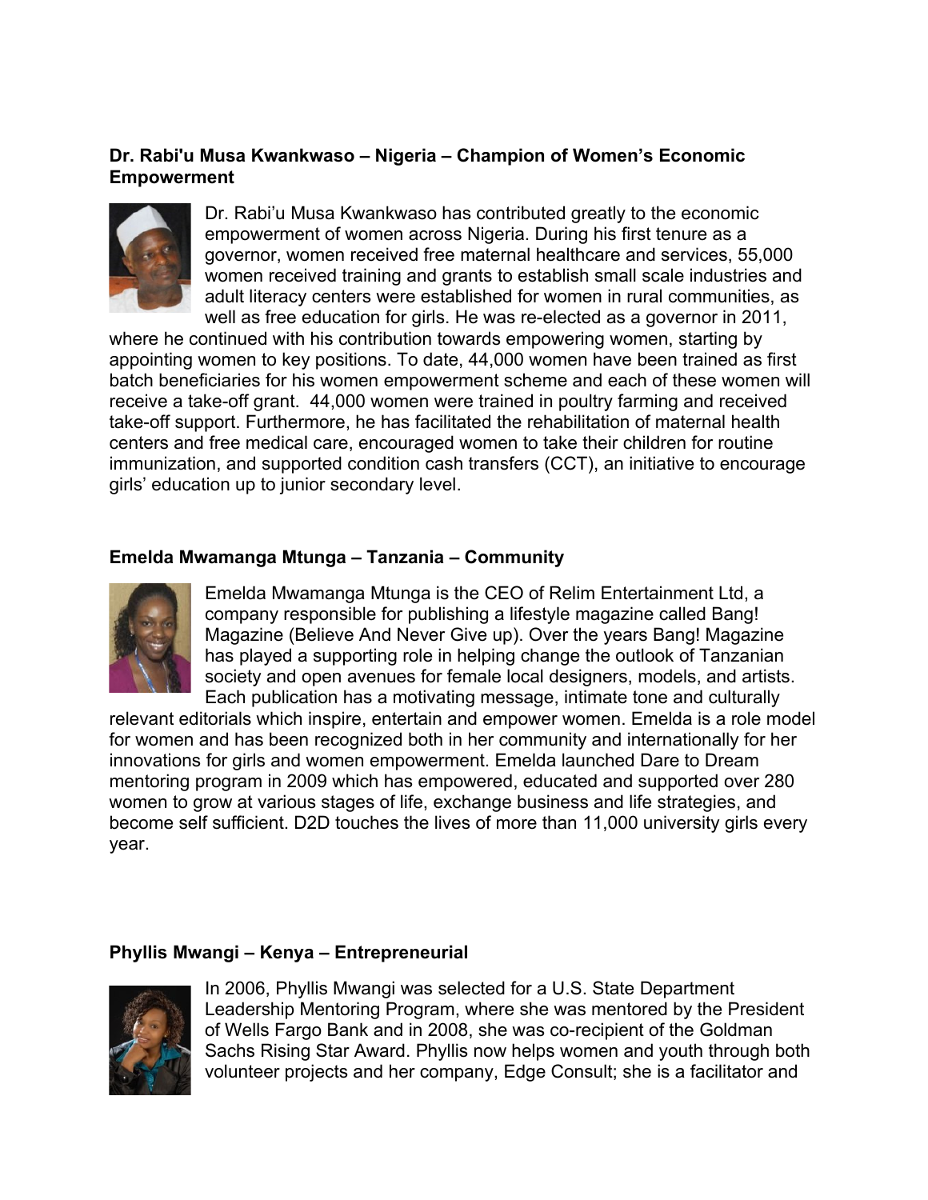**Dr. Rabi'u Musa Kwankwaso – Nigeria – Champion of Women's Economic Empowerment**

Dr. Rabi'u Musa Kwankwaso has contributed greatly to the economic empowerment of women across Nigeria. During his first tenure as a governor, women received free maternal healthcare and services, 55,000 women received training and grants to establish small scale industries and adult literacy centers were established for women in rural communities, as well as free education for girls. He was re-elected as a governor in 2011, where he continued with his contribution towards empowering women, starting by appointing women to key positions. To date, 44,000 women have been trained as first batch beneficiaries for his women empowerment scheme and each of these women will receive a take-off grant. 44,000 women were trained in poultry farming and received take-off support. Furthermore, he has facilitated the rehabilitation of maternal health centers and free medical care, encouraged women to take their children for routine immunization, and supported condition cash transfers (CCT), an initiative to encourage girls' education up to junior secondary level.

**Emelda Mwamanga Mtunga – Tanzania – Community**

Emelda Mwamanga Mtunga is the CEO of Relim Entertainment Ltd, a company responsible for publishing a lifestyle magazine called Bang! Magazine (Believe And Never Give up). Over the years Bang! Magazine has played a supporting role in helping change the outlook of Tanzanian society and open avenues for female local designers, models, and artists. Each publication has a motivating message, intimate tone and culturally relevant editorials which inspire, entertain and empower women. Emelda is a role model for women and has been recognized both in her community and internationally for her innovations for girls and women empowerment. Emelda launched Dare to Dream mentoring program in 2009 which has empowered, educated and supported over 280 women to grow at various stages of life, exchange business and life strategies, and become self sufficient. D2D touches the lives of more than 11,000 university girls every year.

**Phyllis Mwangi – Kenya – Entrepreneurial**

In 2006, Phyllis Mwangi was selected for a U.S. State Department Leadership Mentoring Program, where she was mentored by the President of Wells Fargo Bank and in 2008, she was co-recipient of the Goldman Sachs Rising Star Award. Phyllis now helps women and youth through both volunteer projects and her company, Edge Consult; she is a facilitator and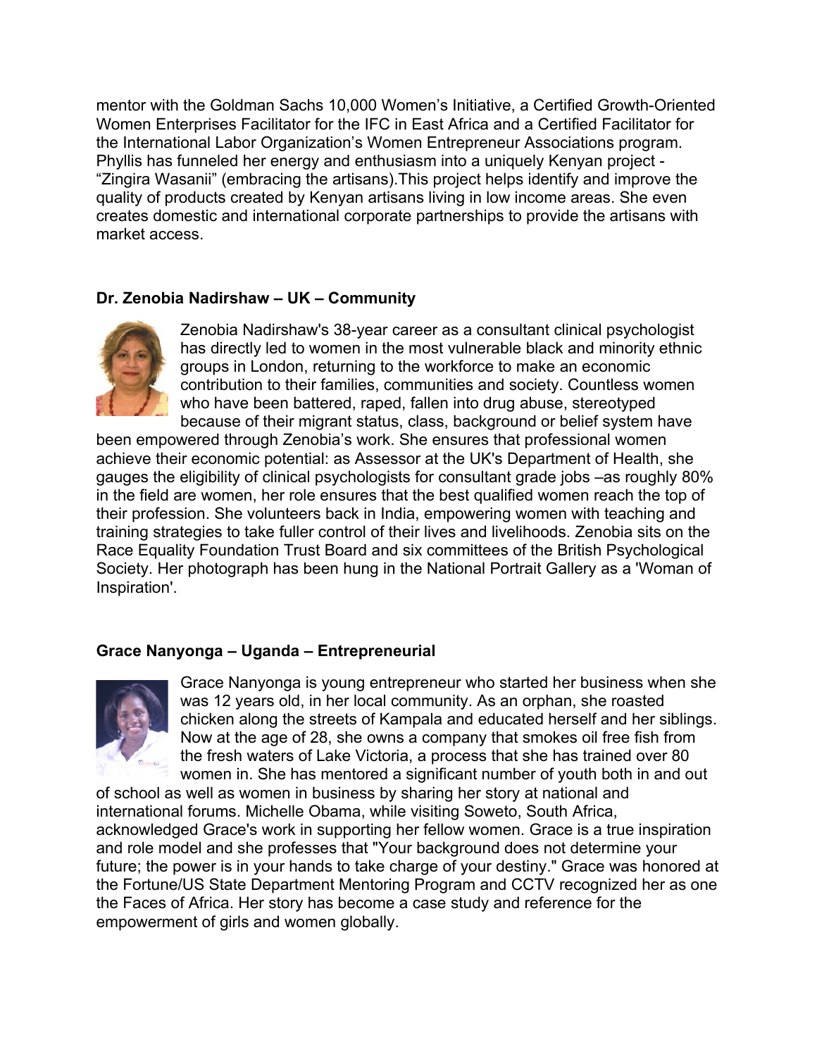mentor with the Goldman Sachs 10,000 Women's Initiative, a Certified Growth-Oriented Women Enterprises Facilitator for the IFC in East Africa and a Certified Facilitator for the International Labor Organization's Women Entrepreneur Associations program. Phyllis has funneled her energy and enthusiasm into a uniquely Kenyan project - "Zingira Wasanii" (embracing the artisans).This project helps identify and improve the quality of products created by Kenyan artisans living in low income areas. She even creates domestic and international corporate partnerships to provide the artisans with market access.

**Dr. Zenobia Nadirshaw – UK – Community**

Zenobia Nadirshaw's 38-year career as a consultant clinical psychologist has directly led to women in the most vulnerable black and minority ethnic groups in London, returning to the workforce to make an economic contribution to their families, communities and society. Countless women who have been battered, raped, fallen into drug abuse, stereotyped because of their migrant status, class, background or belief system have been empowered through Zenobia's work. She ensures that professional women achieve their economic potential: as Assessor at the UK's Department of Health, she gauges the eligibility of clinical psychologists for consultant grade jobs –as roughly 80% in the field are women, her role ensures that the best qualified women reach the top of their profession. She volunteers back in India, empowering women with teaching and training strategies to take fuller control of their lives and livelihoods. Zenobia sits on the Race Equality Foundation Trust Board and six committees of the British Psychological Society. Her photograph has been hung in the National Portrait Gallery as a 'Woman of Inspiration'.

**Grace Nanyonga – Uganda – Entrepreneurial**

Grace Nanyonga is young entrepreneur who started her business when she was 12 years old, in her local community. As an orphan, she roasted chicken along the streets of Kampala and educated herself and her siblings. Now at the age of 28, she owns a company that smokes oil free fish from the fresh waters of Lake Victoria, a process that she has trained over 80 women in. She has mentored a significant number of youth both in and out of school as well as women in business by sharing her story at national and international forums. Michelle Obama, while visiting Soweto, South Africa, acknowledged Grace's work in supporting her fellow women. Grace is a true inspiration and role model and she professes that "Your background does not determine your future; the power is in your hands to take charge of your destiny." Grace was honored at the Fortune/US State Department Mentoring Program and CCTV recognized her as one the Faces of Africa. Her story has become a case study and reference for the empowerment of girls and women globally.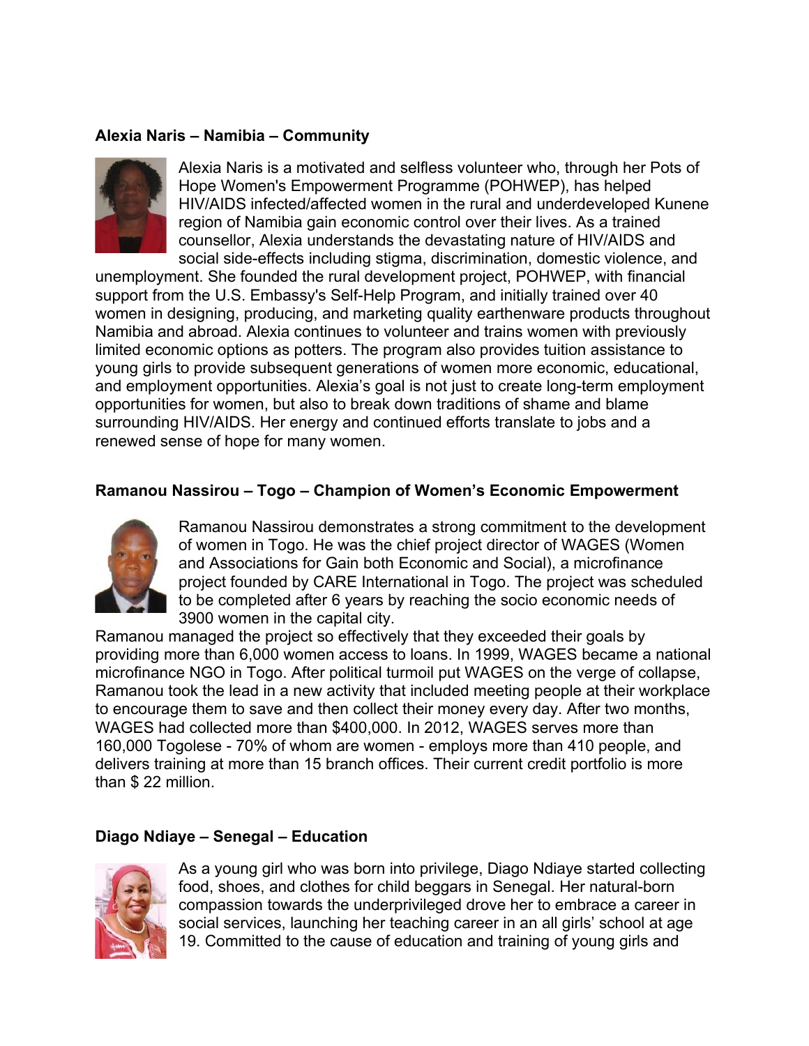**Alexia Naris – Namibia – Community**

Alexia Naris is a motivated and selfless volunteer who, through her Pots of Hope Women's Empowerment Programme (POHWEP), has helped HIV/AIDS infected/affected women in the rural and underdeveloped Kunene region of Namibia gain economic control over their lives. As a trained counsellor, Alexia understands the devastating nature of HIV/AIDS and social side-effects including stigma, discrimination, domestic violence, and unemployment. She founded the rural development project, POHWEP, with financial support from the U.S. Embassy's Self-Help Program, and initially trained over 40 women in designing, producing, and marketing quality earthenware products throughout Namibia and abroad. Alexia continues to volunteer and trains women with previously limited economic options as potters. The program also provides tuition assistance to young girls to provide subsequent generations of women more economic, educational, and employment opportunities. Alexia's goal is not just to create long-term employment opportunities for women, but also to break down traditions of shame and blame surrounding HIV/AIDS. Her energy and continued efforts translate to jobs and a renewed sense of hope for many women.

**Ramanou Nassirou – Togo – Champion of Women's Economic Empowerment**

Ramanou Nassirou demonstrates a strong commitment to the development of women in Togo. He was the chief project director of WAGES (Women and Associations for Gain both Economic and Social), a microfinance project founded by CARE International in Togo. The project was scheduled to be completed after 6 years by reaching the socio economic needs of 3900 women in the capital city.

Ramanou managed the project so effectively that they exceeded their goals by providing more than 6,000 women access to loans. In 1999, WAGES became a national microfinance NGO in Togo. After political turmoil put WAGES on the verge of collapse, Ramanou took the lead in a new activity that included meeting people at their workplace to encourage them to save and then collect their money every day. After two months, WAGES had collected more than $400,000. In 2012, WAGES serves more than 160,000 Togolese - 70% of whom are women - employs more than 410 people, and delivers training at more than 15 branch offices. Their current credit portfolio is more than $ 22 million.

**Diago Ndiaye – Senegal – Education**

As a young girl who was born into privilege, Diago Ndiaye started collecting food, shoes, and clothes for child beggars in Senegal. Her natural-born compassion towards the underprivileged drove her to embrace a career in social services, launching her teaching career in an all girls' school at age 19. Committed to the cause of education and training of young girls and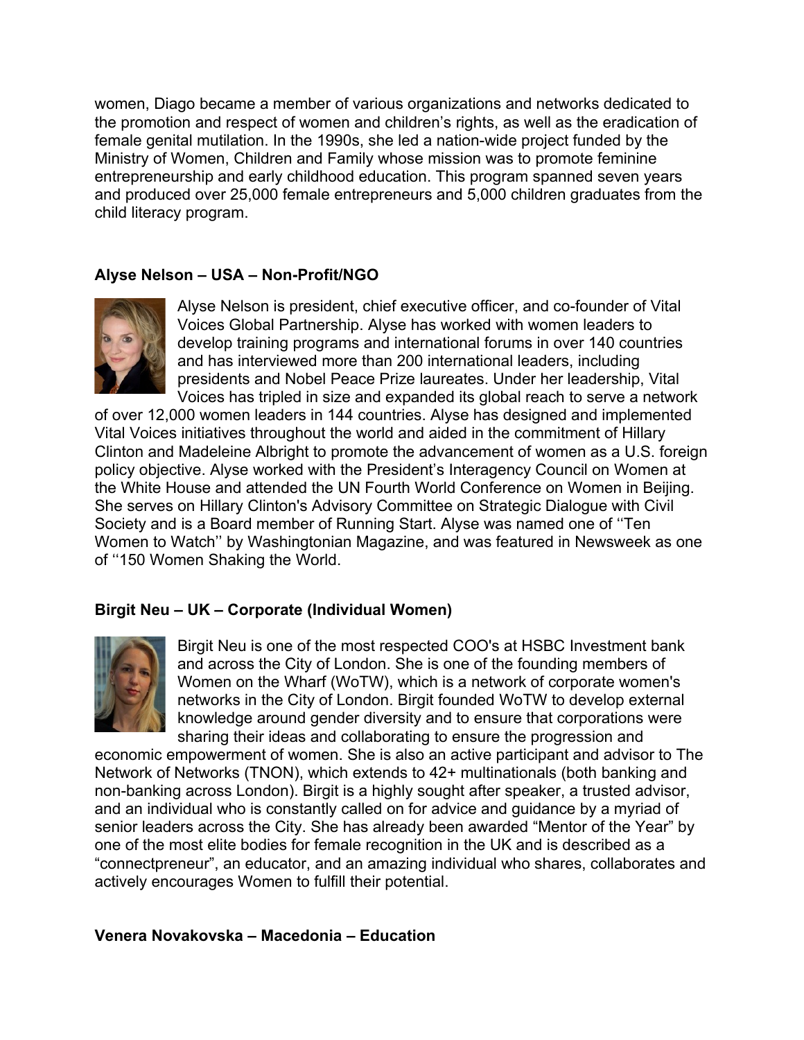women, Diago became a member of various organizations and networks dedicated to the promotion and respect of women and children's rights, as well as the eradication of female genital mutilation. In the 1990s, she led a nation-wide project funded by the Ministry of Women, Children and Family whose mission was to promote feminine entrepreneurship and early childhood education. This program spanned seven years and produced over 25,000 female entrepreneurs and 5,000 children graduates from the child literacy program.

**Alyse Nelson – USA – Non-Profit/NGO**

Alyse Nelson is president, chief executive officer, and co-founder of Vital Voices Global Partnership. Alyse has worked with women leaders to develop training programs and international forums in over 140 countries and has interviewed more than 200 international leaders, including presidents and Nobel Peace Prize laureates. Under her leadership, Vital Voices has tripled in size and expanded its global reach to serve a network of over 12,000 women leaders in 144 countries. Alyse has designed and implemented Vital Voices initiatives throughout the world and aided in the commitment of Hillary Clinton and Madeleine Albright to promote the advancement of women as a U.S. foreign policy objective. Alyse worked with the President's Interagency Council on Women at the White House and attended the UN Fourth World Conference on Women in Beijing. She serves on Hillary Clinton's Advisory Committee on Strategic Dialogue with Civil Society and is a Board member of Running Start. Alyse was named one of ''Ten Women to Watch'' by Washingtonian Magazine, and was featured in Newsweek as one of ''150 Women Shaking the World.

**Birgit Neu – UK – Corporate (Individual Women)**

Birgit Neu is one of the most respected COO's at HSBC Investment bank and across the City of London. She is one of the founding members of Women on the Wharf (WoTW), which is a network of corporate women's networks in the City of London. Birgit founded WoTW to develop external knowledge around gender diversity and to ensure that corporations were sharing their ideas and collaborating to ensure the progression and economic empowerment of women. She is also an active participant and advisor to The Network of Networks (TNON), which extends to 42+ multinationals (both banking and non-banking across London). Birgit is a highly sought after speaker, a trusted advisor, and an individual who is constantly called on for advice and guidance by a myriad of senior leaders across the City. She has already been awarded "Mentor of the Year" by one of the most elite bodies for female recognition in the UK and is described as a "connectpreneur", an educator, and an amazing individual who shares, collaborates and actively encourages Women to fulfill their potential.

**Venera Novakovska – Macedonia – Education**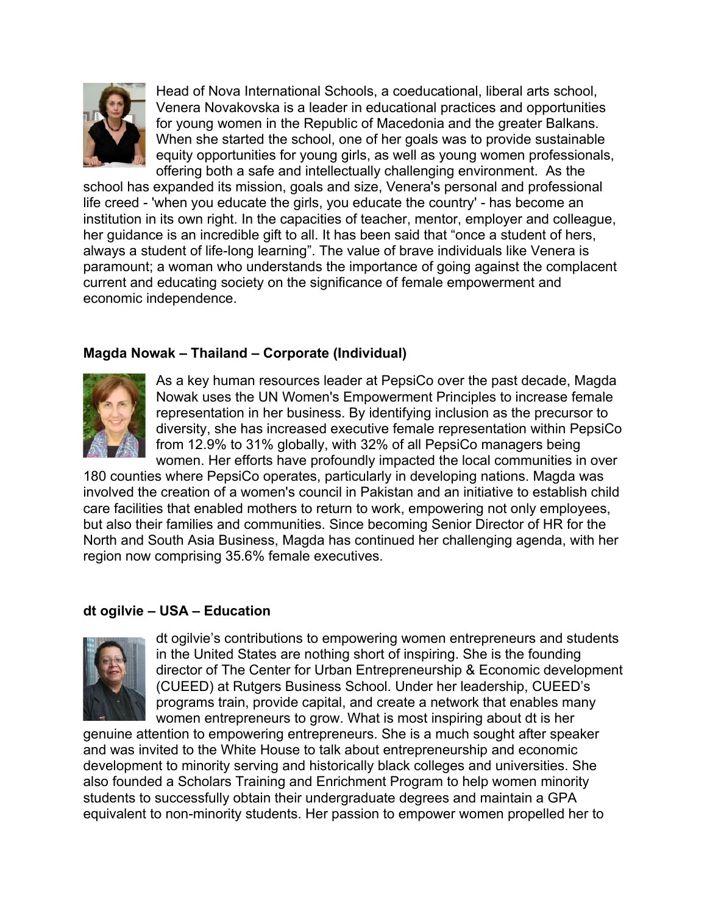Head of Nova International Schools, a coeducational, liberal arts school, Venera Novakovska is a leader in educational practices and opportunities for young women in the Republic of Macedonia and the greater Balkans. When she started the school, one of her goals was to provide sustainable equity opportunities for young girls, as well as young women professionals, offering both a safe and intellectually challenging environment. As the school has expanded its mission, goals and size, Venera's personal and professional life creed - 'when you educate the girls, you educate the country' - has become an institution in its own right. In the capacities of teacher, mentor, employer and colleague, her guidance is an incredible gift to all. It has been said that "once a student of hers, always a student of life-long learning". The value of brave individuals like Venera is paramount; a woman who understands the importance of going against the complacent current and educating society on the significance of female empowerment and economic independence.

**Magda Nowak – Thailand – Corporate (Individual)**

As a key human resources leader at PepsiCo over the past decade, Magda Nowak uses the UN Women's Empowerment Principles to increase female representation in her business. By identifying inclusion as the precursor to diversity, she has increased executive female representation within PepsiCo from 12.9% to 31% globally, with 32% of all PepsiCo managers being women. Her efforts have profoundly impacted the local communities in over 180 counties where PepsiCo operates, particularly in developing nations. Magda was involved the creation of a women's council in Pakistan and an initiative to establish child care facilities that enabled mothers to return to work, empowering not only employees, but also their families and communities. Since becoming Senior Director of HR for the North and South Asia Business, Magda has continued her challenging agenda, with her region now comprising 35.6% female executives.

**dt ogilvie – USA – Education**

dt ogilvie's contributions to empowering women entrepreneurs and students in the United States are nothing short of inspiring. She is the founding director of The Center for Urban Entrepreneurship & Economic development (CUEED) at Rutgers Business School. Under her leadership, CUEED's programs train, provide capital, and create a network that enables many women entrepreneurs to grow. What is most inspiring about dt is her genuine attention to empowering entrepreneurs. She is a much sought after speaker and was invited to the White House to talk about entrepreneurship and economic development to minority serving and historically black colleges and universities. She also founded a Scholars Training and Enrichment Program to help women minority students to successfully obtain their undergraduate degrees and maintain a GPA equivalent to non-minority students. Her passion to empower women propelled her to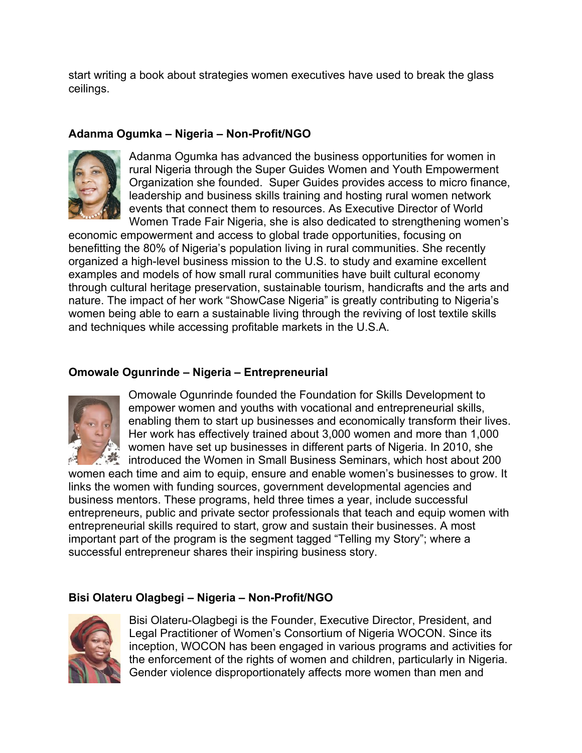start writing a book about strategies women executives have used to break the glass ceilings.

### Adanma Ogumka – Nigeria – Non-Profit/NGO

Adanma Ogumka has advanced the business opportunities for women in rural Nigeria through the Super Guides Women and Youth Empowerment Organization she founded. Super Guides provides access to micro finance, leadership and business skills training and hosting rural women network events that connect them to resources. As Executive Director of World Women Trade Fair Nigeria, she is also dedicated to strengthening women's economic empowerment and access to global trade opportunities, focusing on benefitting the 80% of Nigeria's population living in rural communities. She recently organized a high-level business mission to the U.S. to study and examine excellent examples and models of how small rural communities have built cultural economy through cultural heritage preservation, sustainable tourism, handicrafts and the arts and nature. The impact of her work "ShowCase Nigeria" is greatly contributing to Nigeria's women being able to earn a sustainable living through the reviving of lost textile skills and techniques while accessing profitable markets in the U.S.A.

### Omowale Ogunrinde – Nigeria – Entrepreneurial

Omowale Ogunrinde founded the Foundation for Skills Development to empower women and youths with vocational and entrepreneurial skills, enabling them to start up businesses and economically transform their lives. Her work has effectively trained about 3,000 women and more than 1,000 women have set up businesses in different parts of Nigeria. In 2010, she introduced the Women in Small Business Seminars, which host about 200 women each time and aim to equip, ensure and enable women's businesses to grow. It links the women with funding sources, government developmental agencies and business mentors. These programs, held three times a year, include successful entrepreneurs, public and private sector professionals that teach and equip women with entrepreneurial skills required to start, grow and sustain their businesses. A most important part of the program is the segment tagged "Telling my Story"; where a successful entrepreneur shares their inspiring business story.

### Bisi Olateru Olagbegi – Nigeria – Non-Profit/NGO

Bisi Olateru-Olagbegi is the Founder, Executive Director, President, and Legal Practitioner of Women's Consortium of Nigeria WOCON. Since its inception, WOCON has been engaged in various programs and activities for the enforcement of the rights of women and children, particularly in Nigeria. Gender violence disproportionately affects more women than men and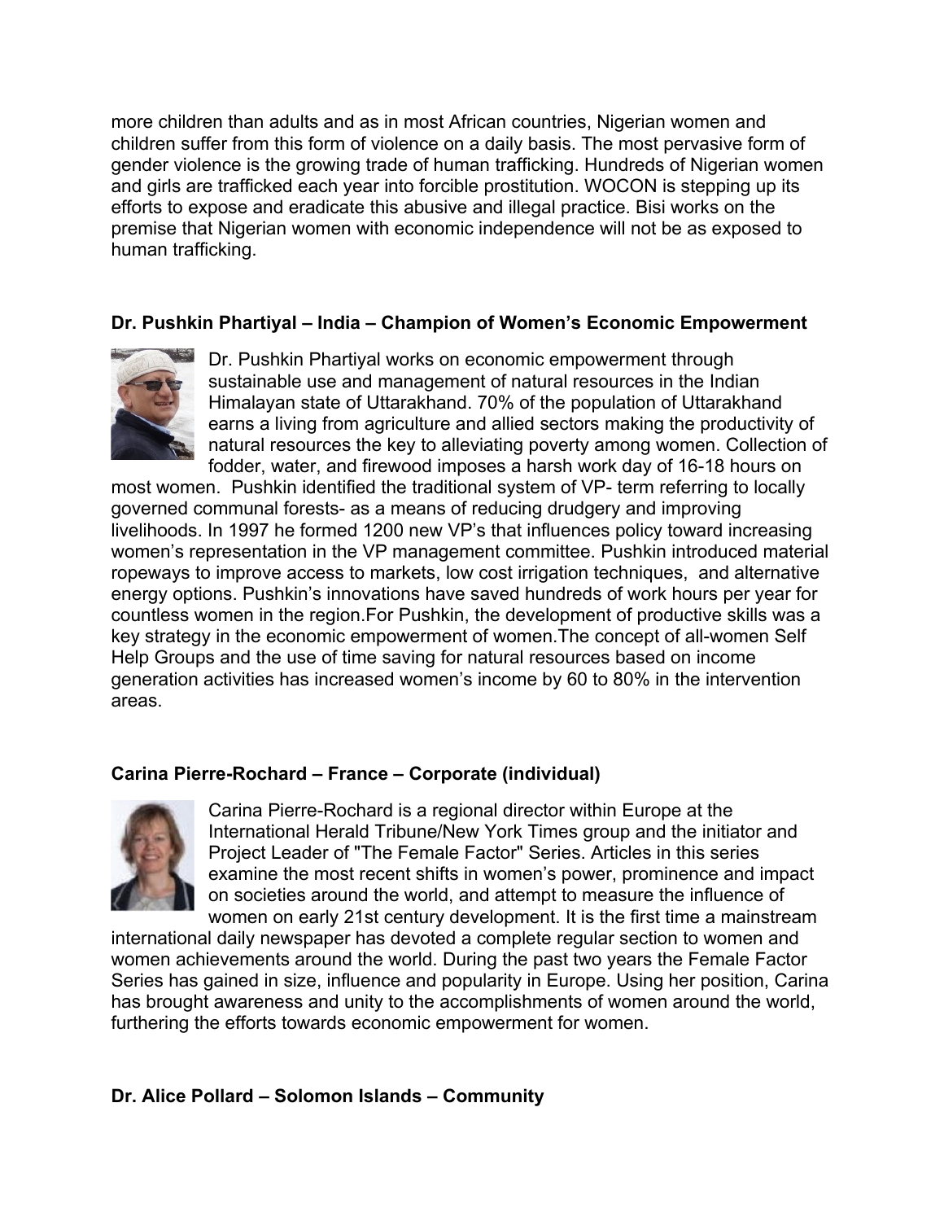more children than adults and as in most African countries, Nigerian women and children suffer from this form of violence on a daily basis. The most pervasive form of gender violence is the growing trade of human trafficking. Hundreds of Nigerian women and girls are trafficked each year into forcible prostitution. WOCON is stepping up its efforts to expose and eradicate this abusive and illegal practice. Bisi works on the premise that Nigerian women with economic independence will not be as exposed to human trafficking.

**Dr. Pushkin Phartiyal – India – Champion of Women's Economic Empowerment**

Dr. Pushkin Phartiyal works on economic empowerment through sustainable use and management of natural resources in the Indian Himalayan state of Uttarakhand. 70% of the population of Uttarakhand earns a living from agriculture and allied sectors making the productivity of natural resources the key to alleviating poverty among women. Collection of fodder, water, and firewood imposes a harsh work day of 16-18 hours on most women. Pushkin identified the traditional system of VP- term referring to locally governed communal forests- as a means of reducing drudgery and improving livelihoods. In 1997 he formed 1200 new VP's that influences policy toward increasing women's representation in the VP management committee. Pushkin introduced material ropeways to improve access to markets, low cost irrigation techniques, and alternative energy options. Pushkin's innovations have saved hundreds of work hours per year for countless women in the region.For Pushkin, the development of productive skills was a key strategy in the economic empowerment of women.The concept of all-women Self Help Groups and the use of time saving for natural resources based on income generation activities has increased women's income by 60 to 80% in the intervention areas.

**Carina Pierre-Rochard – France – Corporate (individual)**

Carina Pierre-Rochard is a regional director within Europe at the International Herald Tribune/New York Times group and the initiator and Project Leader of "The Female Factor" Series. Articles in this series examine the most recent shifts in women's power, prominence and impact on societies around the world, and attempt to measure the influence of women on early 21st century development. It is the first time a mainstream international daily newspaper has devoted a complete regular section to women and women achievements around the world. During the past two years the Female Factor Series has gained in size, influence and popularity in Europe. Using her position, Carina has brought awareness and unity to the accomplishments of women around the world, furthering the efforts towards economic empowerment for women.

**Dr. Alice Pollard – Solomon Islands – Community**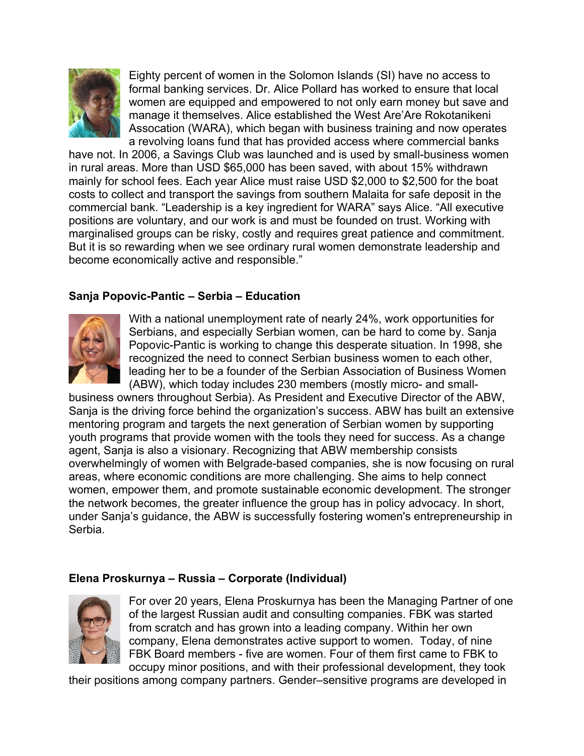Eighty percent of women in the Solomon Islands (SI) have no access to formal banking services. Dr. Alice Pollard has worked to ensure that local women are equipped and empowered to not only earn money but save and manage it themselves. Alice established the West Are'Are Rokotanikeni Assocation (WARA), which began with business training and now operates a revolving loans fund that has provided access where commercial banks have not. In 2006, a Savings Club was launched and is used by small-business women in rural areas. More than USD $65,000 has been saved, with about 15% withdrawn mainly for school fees. Each year Alice must raise USD $2,000 to $2,500 for the boat costs to collect and transport the savings from southern Malaita for safe deposit in the commercial bank. "Leadership is a key ingredient for WARA" says Alice. "All executive positions are voluntary, and our work is and must be founded on trust. Working with marginalised groups can be risky, costly and requires great patience and commitment. But it is so rewarding when we see ordinary rural women demonstrate leadership and become economically active and responsible."

**Sanja Popovic-Pantic – Serbia – Education**

With a national unemployment rate of nearly 24%, work opportunities for Serbians, and especially Serbian women, can be hard to come by. Sanja Popovic-Pantic is working to change this desperate situation. In 1998, she recognized the need to connect Serbian business women to each other, leading her to be a founder of the Serbian Association of Business Women (ABW), which today includes 230 members (mostly micro- and small-business owners throughout Serbia). As President and Executive Director of the ABW, Sanja is the driving force behind the organization's success. ABW has built an extensive mentoring program and targets the next generation of Serbian women by supporting youth programs that provide women with the tools they need for success. As a change agent, Sanja is also a visionary. Recognizing that ABW membership consists overwhelmingly of women with Belgrade-based companies, she is now focusing on rural areas, where economic conditions are more challenging. She aims to help connect women, empower them, and promote sustainable economic development. The stronger the network becomes, the greater influence the group has in policy advocacy. In short, under Sanja's guidance, the ABW is successfully fostering women's entrepreneurship in Serbia.

**Elena Proskurnya – Russia – Corporate (Individual)**

For over 20 years, Elena Proskurnya has been the Managing Partner of one of the largest Russian audit and consulting companies. FBK was started from scratch and has grown into a leading company. Within her own company, Elena demonstrates active support to women. Today, of nine FBK Board members - five are women. Four of them first came to FBK to occupy minor positions, and with their professional development, they took their positions among company partners. Gender–sensitive programs are developed in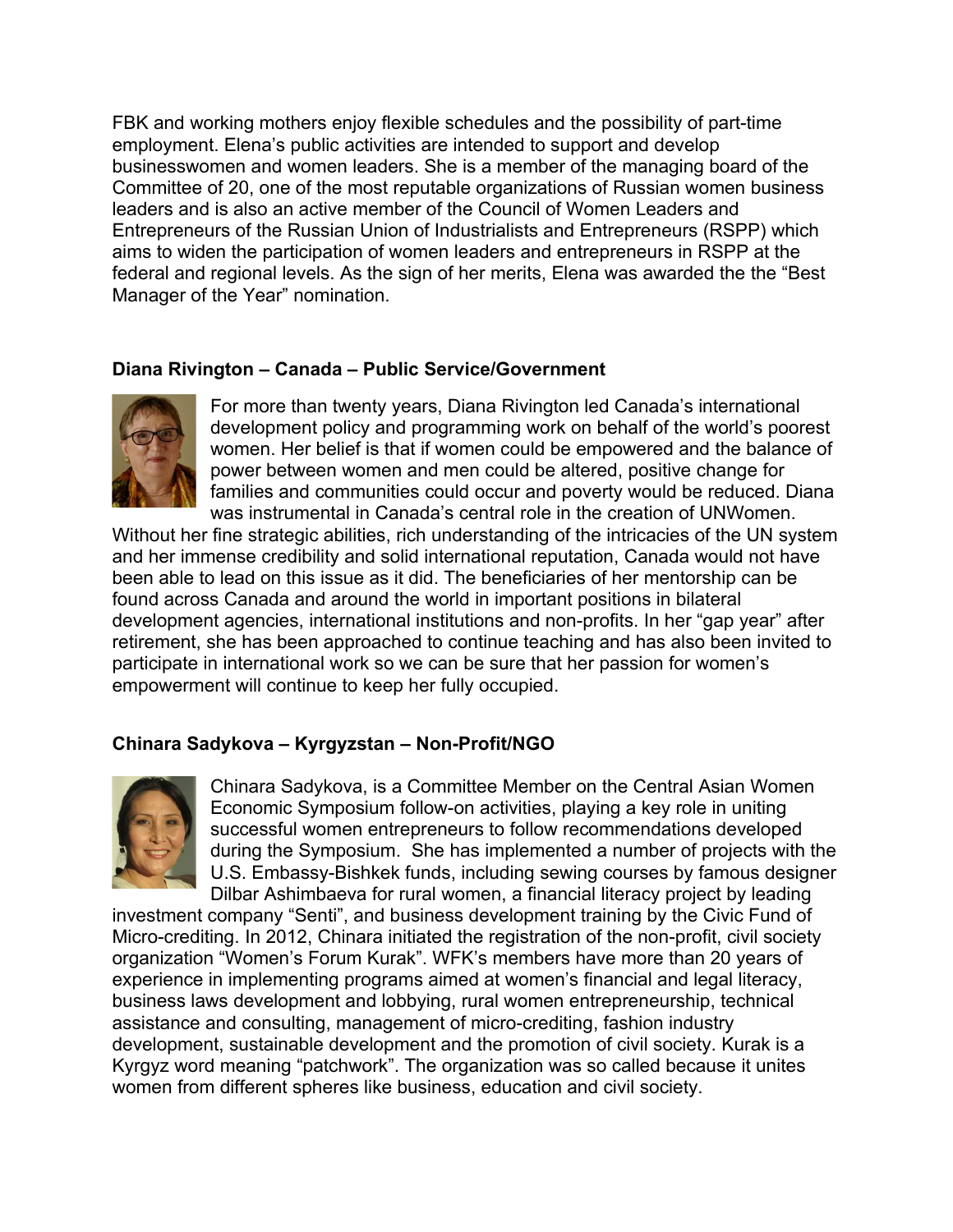FBK and working mothers enjoy flexible schedules and the possibility of part-time employment. Elena's public activities are intended to support and develop businesswomen and women leaders. She is a member of the managing board of the Committee of 20, one of the most reputable organizations of Russian women business leaders and is also an active member of the Council of Women Leaders and Entrepreneurs of the Russian Union of Industrialists and Entrepreneurs (RSPP) which aims to widen the participation of women leaders and entrepreneurs in RSPP at the federal and regional levels. As the sign of her merits, Elena was awarded the the "Best Manager of the Year" nomination.

**Diana Rivington – Canada – Public Service/Government**

For more than twenty years, Diana Rivington led Canada's international development policy and programming work on behalf of the world's poorest women. Her belief is that if women could be empowered and the balance of power between women and men could be altered, positive change for families and communities could occur and poverty would be reduced. Diana was instrumental in Canada's central role in the creation of UNWomen. Without her fine strategic abilities, rich understanding of the intricacies of the UN system and her immense credibility and solid international reputation, Canada would not have been able to lead on this issue as it did. The beneficiaries of her mentorship can be found across Canada and around the world in important positions in bilateral development agencies, international institutions and non-profits. In her "gap year" after retirement, she has been approached to continue teaching and has also been invited to participate in international work so we can be sure that her passion for women's empowerment will continue to keep her fully occupied.

**Chinara Sadykova – Kyrgyzstan – Non-Profit/NGO**

Chinara Sadykova, is a Committee Member on the Central Asian Women Economic Symposium follow-on activities, playing a key role in uniting successful women entrepreneurs to follow recommendations developed during the Symposium. She has implemented a number of projects with the U.S. Embassy-Bishkek funds, including sewing courses by famous designer Dilbar Ashimbaeva for rural women, a financial literacy project by leading investment company "Senti", and business development training by the Civic Fund of Micro-crediting. In 2012, Chinara initiated the registration of the non-profit, civil society organization "Women's Forum Kurak". WFK's members have more than 20 years of experience in implementing programs aimed at women's financial and legal literacy, business laws development and lobbying, rural women entrepreneurship, technical assistance and consulting, management of micro-crediting, fashion industry development, sustainable development and the promotion of civil society. Kurak is a Kyrgyz word meaning "patchwork". The organization was so called because it unites women from different spheres like business, education and civil society.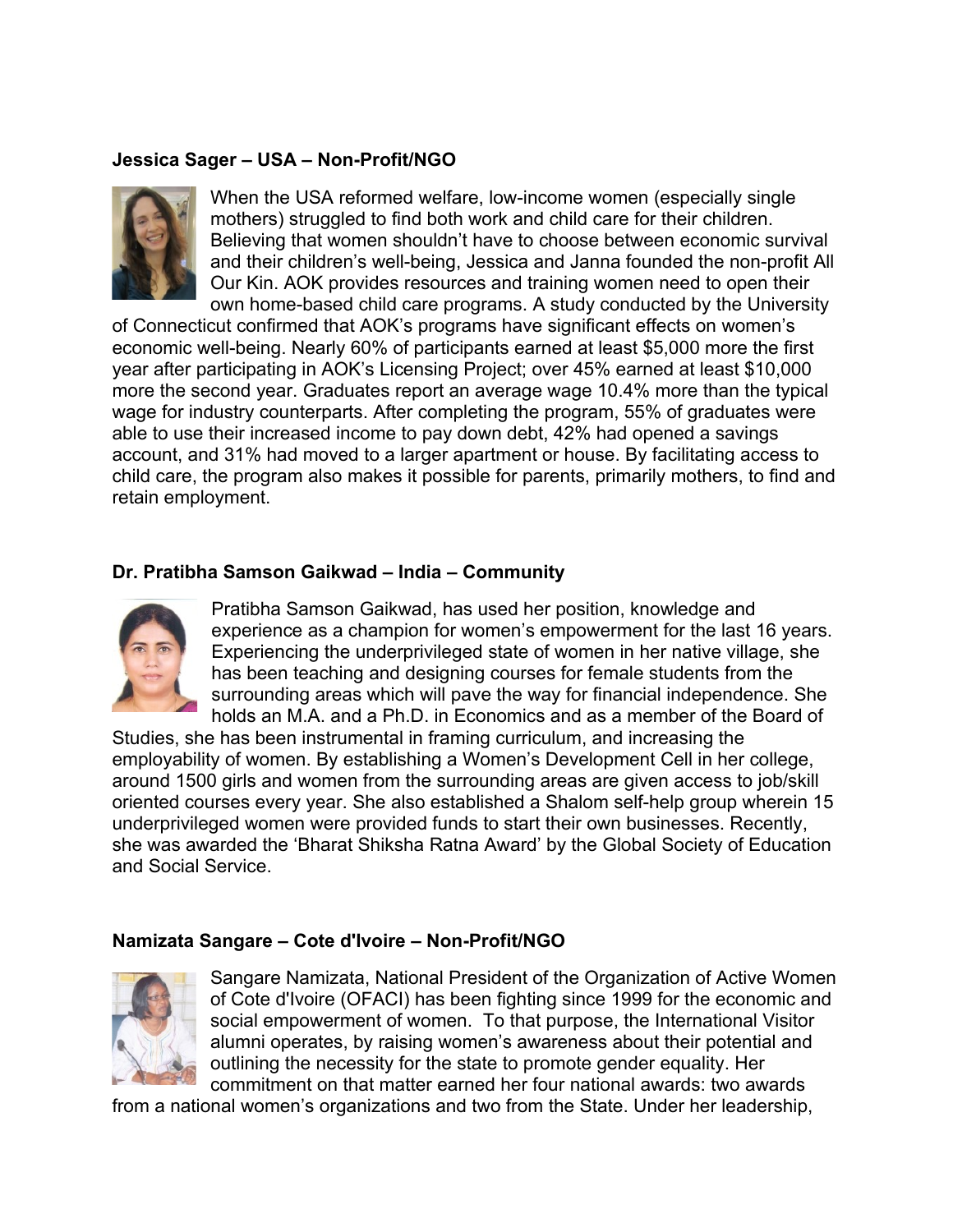**Jessica Sager – USA – Non-Profit/NGO**

When the USA reformed welfare, low-income women (especially single mothers) struggled to find both work and child care for their children. Believing that women shouldn't have to choose between economic survival and their children's well-being, Jessica and Janna founded the non-profit All Our Kin. AOK provides resources and training women need to open their own home-based child care programs. A study conducted by the University of Connecticut confirmed that AOK's programs have significant effects on women's economic well-being. Nearly 60% of participants earned at least $5,000 more the first year after participating in AOK's Licensing Project; over 45% earned at least $10,000 more the second year. Graduates report an average wage 10.4% more than the typical wage for industry counterparts. After completing the program, 55% of graduates were able to use their increased income to pay down debt, 42% had opened a savings account, and 31% had moved to a larger apartment or house. By facilitating access to child care, the program also makes it possible for parents, primarily mothers, to find and retain employment.

**Dr. Pratibha Samson Gaikwad – India – Community**

Pratibha Samson Gaikwad, has used her position, knowledge and experience as a champion for women's empowerment for the last 16 years. Experiencing the underprivileged state of women in her native village, she has been teaching and designing courses for female students from the surrounding areas which will pave the way for financial independence. She holds an M.A. and a Ph.D. in Economics and as a member of the Board of Studies, she has been instrumental in framing curriculum, and increasing the employability of women. By establishing a Women's Development Cell in her college, around 1500 girls and women from the surrounding areas are given access to job/skill oriented courses every year. She also established a Shalom self-help group wherein 15 underprivileged women were provided funds to start their own businesses. Recently, she was awarded the 'Bharat Shiksha Ratna Award' by the Global Society of Education and Social Service.

**Namizata Sangare – Cote d'Ivoire – Non-Profit/NGO**

Sangare Namizata, National President of the Organization of Active Women of Cote d'Ivoire (OFACI) has been fighting since 1999 for the economic and social empowerment of women. To that purpose, the International Visitor alumni operates, by raising women's awareness about their potential and outlining the necessity for the state to promote gender equality. Her commitment on that matter earned her four national awards: two awards from a national women's organizations and two from the State. Under her leadership,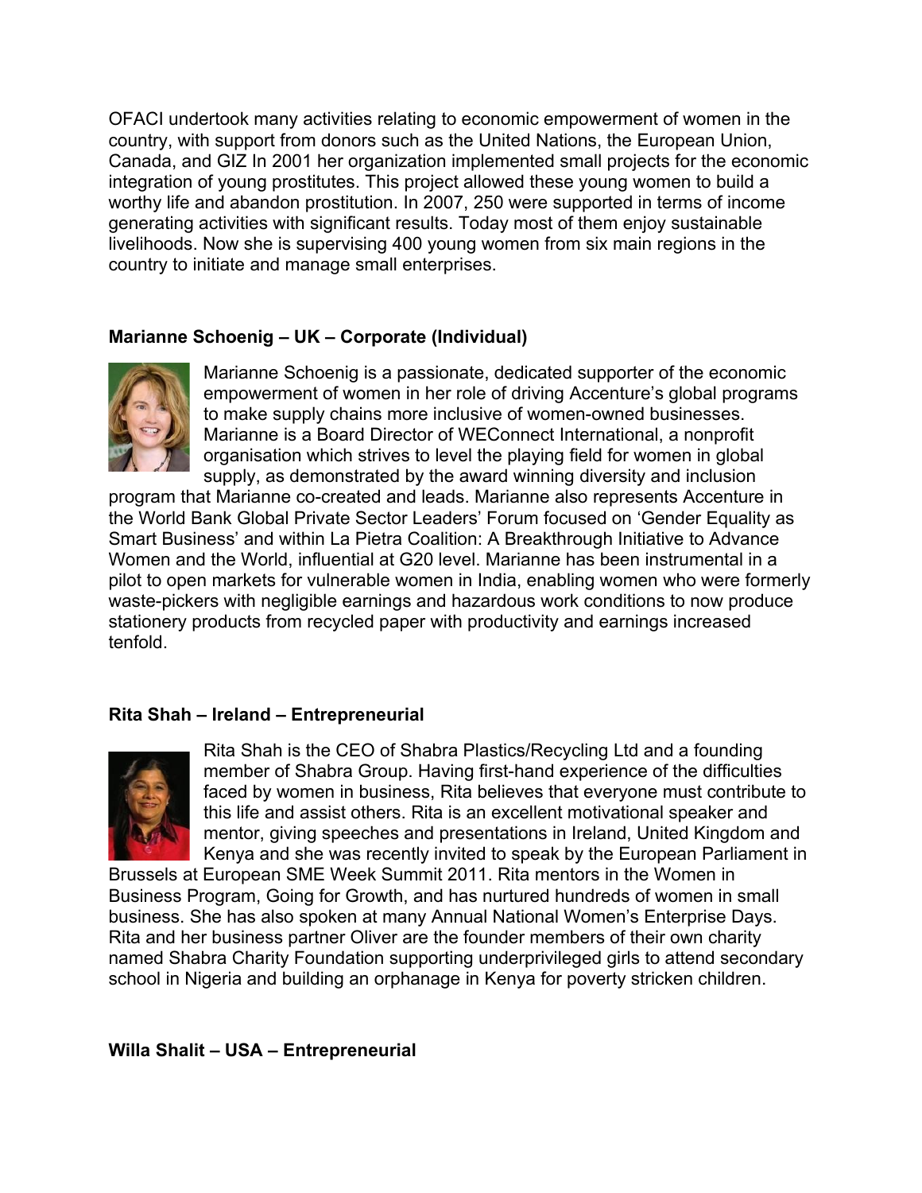OFACI undertook many activities relating to economic empowerment of women in the country, with support from donors such as the United Nations, the European Union, Canada, and GIZ In 2001 her organization implemented small projects for the economic integration of young prostitutes. This project allowed these young women to build a worthy life and abandon prostitution. In 2007, 250 were supported in terms of income generating activities with significant results. Today most of them enjoy sustainable livelihoods. Now she is supervising 400 young women from six main regions in the country to initiate and manage small enterprises.

**Marianne Schoenig – UK – Corporate (Individual)**

Marianne Schoenig is a passionate, dedicated supporter of the economic empowerment of women in her role of driving Accenture's global programs to make supply chains more inclusive of women-owned businesses. Marianne is a Board Director of WEConnect International, a nonprofit organisation which strives to level the playing field for women in global supply, as demonstrated by the award winning diversity and inclusion program that Marianne co-created and leads. Marianne also represents Accenture in the World Bank Global Private Sector Leaders' Forum focused on 'Gender Equality as Smart Business' and within La Pietra Coalition: A Breakthrough Initiative to Advance Women and the World, influential at G20 level. Marianne has been instrumental in a pilot to open markets for vulnerable women in India, enabling women who were formerly waste-pickers with negligible earnings and hazardous work conditions to now produce stationery products from recycled paper with productivity and earnings increased tenfold.

**Rita Shah – Ireland – Entrepreneurial**

Rita Shah is the CEO of Shabra Plastics/Recycling Ltd and a founding member of Shabra Group. Having first-hand experience of the difficulties faced by women in business, Rita believes that everyone must contribute to this life and assist others. Rita is an excellent motivational speaker and mentor, giving speeches and presentations in Ireland, United Kingdom and Kenya and she was recently invited to speak by the European Parliament in Brussels at European SME Week Summit 2011. Rita mentors in the Women in Business Program, Going for Growth, and has nurtured hundreds of women in small business. She has also spoken at many Annual National Women's Enterprise Days. Rita and her business partner Oliver are the founder members of their own charity named Shabra Charity Foundation supporting underprivileged girls to attend secondary school in Nigeria and building an orphanage in Kenya for poverty stricken children.

**Willa Shalit – USA – Entrepreneurial**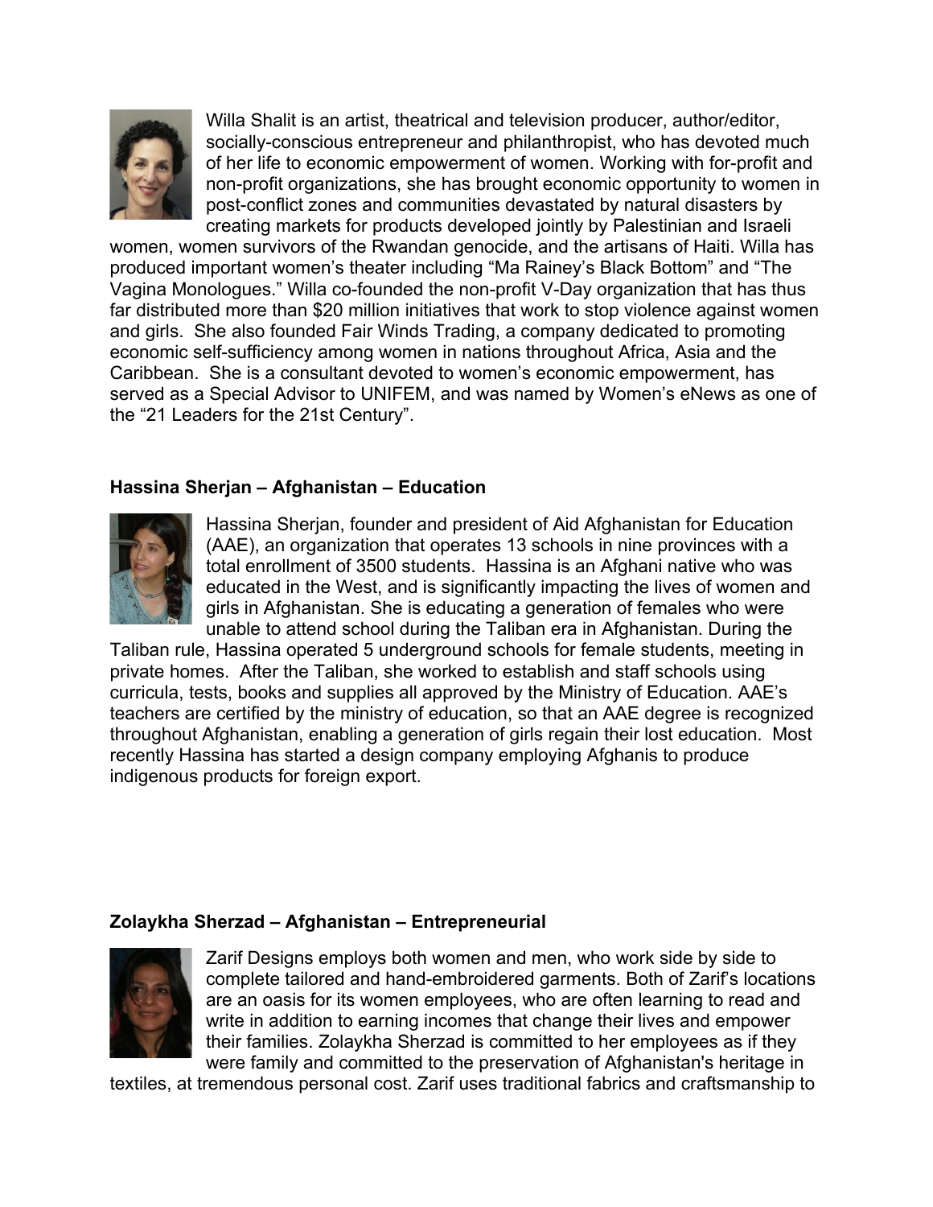Willa Shalit is an artist, theatrical and television producer, author/editor, socially-conscious entrepreneur and philanthropist, who has devoted much of her life to economic empowerment of women. Working with for-profit and non-profit organizations, she has brought economic opportunity to women in post-conflict zones and communities devastated by natural disasters by creating markets for products developed jointly by Palestinian and Israeli women, women survivors of the Rwandan genocide, and the artisans of Haiti. Willa has produced important women's theater including "Ma Rainey's Black Bottom" and "The Vagina Monologues." Willa co-founded the non-profit V-Day organization that has thus far distributed more than $20 million initiatives that work to stop violence against women and girls. She also founded Fair Winds Trading, a company dedicated to promoting economic self-sufficiency among women in nations throughout Africa, Asia and the Caribbean. She is a consultant devoted to women's economic empowerment, has served as a Special Advisor to UNIFEM, and was named by Women's eNews as one of the "21 Leaders for the 21st Century".

**Hassina Sherjan – Afghanistan – Education**

Hassina Sherjan, founder and president of Aid Afghanistan for Education (AAE), an organization that operates 13 schools in nine provinces with a total enrollment of 3500 students. Hassina is an Afghani native who was educated in the West, and is significantly impacting the lives of women and girls in Afghanistan. She is educating a generation of females who were unable to attend school during the Taliban era in Afghanistan. During the Taliban rule, Hassina operated 5 underground schools for female students, meeting in private homes. After the Taliban, she worked to establish and staff schools using curricula, tests, books and supplies all approved by the Ministry of Education. AAE's teachers are certified by the ministry of education, so that an AAE degree is recognized throughout Afghanistan, enabling a generation of girls regain their lost education. Most recently Hassina has started a design company employing Afghanis to produce indigenous products for foreign export.

**Zolaykha Sherzad – Afghanistan – Entrepreneurial**

Zarif Designs employs both women and men, who work side by side to complete tailored and hand-embroidered garments. Both of Zarif's locations are an oasis for its women employees, who are often learning to read and write in addition to earning incomes that change their lives and empower their families. Zolaykha Sherzad is committed to her employees as if they were family and committed to the preservation of Afghanistan's heritage in textiles, at tremendous personal cost. Zarif uses traditional fabrics and craftsmanship to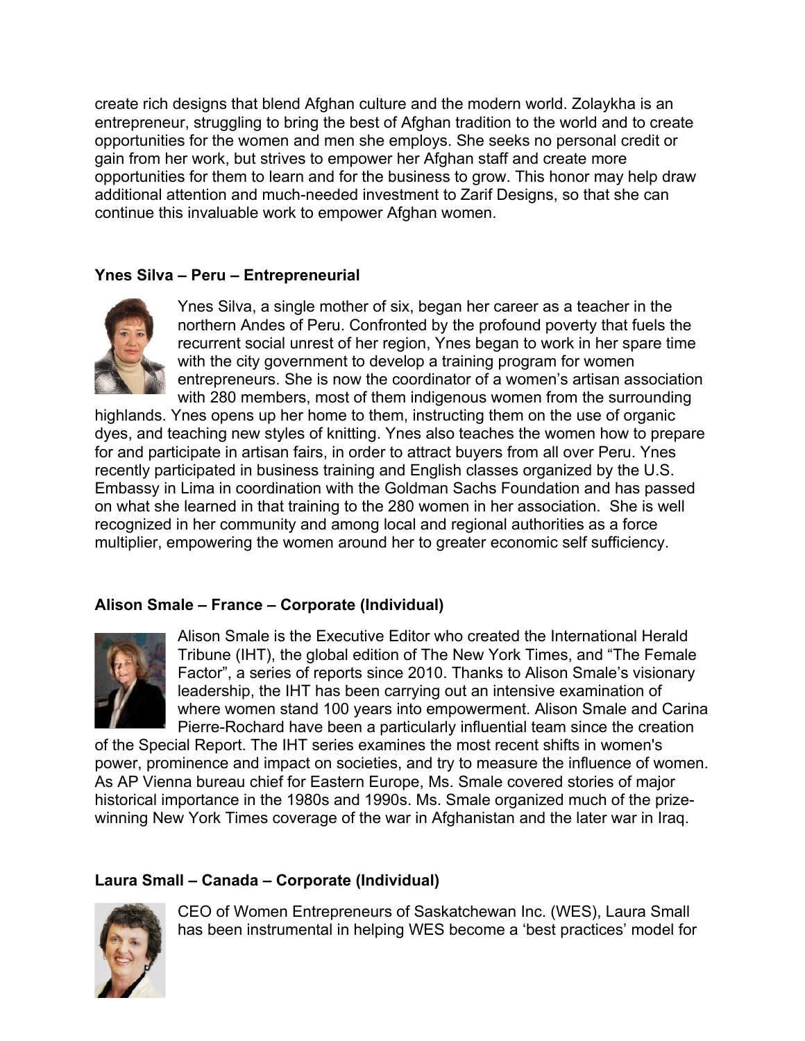create rich designs that blend Afghan culture and the modern world. Zolaykha is an entrepreneur, struggling to bring the best of Afghan tradition to the world and to create opportunities for the women and men she employs. She seeks no personal credit or gain from her work, but strives to empower her Afghan staff and create more opportunities for them to learn and for the business to grow. This honor may help draw additional attention and much-needed investment to Zarif Designs, so that she can continue this invaluable work to empower Afghan women.

**Ynes Silva – Peru – Entrepreneurial**

Ynes Silva, a single mother of six, began her career as a teacher in the northern Andes of Peru. Confronted by the profound poverty that fuels the recurrent social unrest of her region, Ynes began to work in her spare time with the city government to develop a training program for women entrepreneurs. She is now the coordinator of a women's artisan association with 280 members, most of them indigenous women from the surrounding highlands. Ynes opens up her home to them, instructing them on the use of organic dyes, and teaching new styles of knitting. Ynes also teaches the women how to prepare for and participate in artisan fairs, in order to attract buyers from all over Peru. Ynes recently participated in business training and English classes organized by the U.S. Embassy in Lima in coordination with the Goldman Sachs Foundation and has passed on what she learned in that training to the 280 women in her association. She is well recognized in her community and among local and regional authorities as a force multiplier, empowering the women around her to greater economic self sufficiency.

**Alison Smale – France – Corporate (Individual)**

Alison Smale is the Executive Editor who created the International Herald Tribune (IHT), the global edition of The New York Times, and "The Female Factor", a series of reports since 2010. Thanks to Alison Smale's visionary leadership, the IHT has been carrying out an intensive examination of where women stand 100 years into empowerment. Alison Smale and Carina Pierre-Rochard have been a particularly influential team since the creation of the Special Report. The IHT series examines the most recent shifts in women's power, prominence and impact on societies, and try to measure the influence of women. As AP Vienna bureau chief for Eastern Europe, Ms. Smale covered stories of major historical importance in the 1980s and 1990s. Ms. Smale organized much of the prize-winning New York Times coverage of the war in Afghanistan and the later war in Iraq.

**Laura Small – Canada – Corporate (Individual)**

CEO of Women Entrepreneurs of Saskatchewan Inc. (WES), Laura Small has been instrumental in helping WES become a 'best practices' model for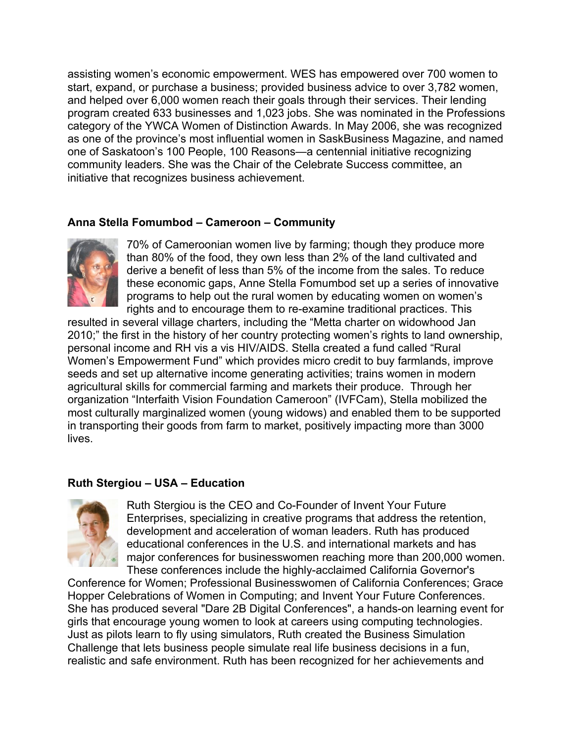assisting women's economic empowerment. WES has empowered over 700 women to start, expand, or purchase a business; provided business advice to over 3,782 women, and helped over 6,000 women reach their goals through their services. Their lending program created 633 businesses and 1,023 jobs. She was nominated in the Professions category of the YWCA Women of Distinction Awards. In May 2006, she was recognized as one of the province's most influential women in SaskBusiness Magazine, and named one of Saskatoon's 100 People, 100 Reasons—a centennial initiative recognizing community leaders. She was the Chair of the Celebrate Success committee, an initiative that recognizes business achievement.

**Anna Stella Fomumbod – Cameroon – Community**

70% of Cameroonian women live by farming; though they produce more than 80% of the food, they own less than 2% of the land cultivated and derive a benefit of less than 5% of the income from the sales. To reduce these economic gaps, Anne Stella Fomumbod set up a series of innovative programs to help out the rural women by educating women on women's rights and to encourage them to re-examine traditional practices. This resulted in several village charters, including the "Metta charter on widowhood Jan 2010;" the first in the history of her country protecting women's rights to land ownership, personal income and RH vis a vis HIV/AIDS. Stella created a fund called "Rural Women's Empowerment Fund" which provides micro credit to buy farmlands, improve seeds and set up alternative income generating activities; trains women in modern agricultural skills for commercial farming and markets their produce. Through her organization "Interfaith Vision Foundation Cameroon" (IVFCam), Stella mobilized the most culturally marginalized women (young widows) and enabled them to be supported in transporting their goods from farm to market, positively impacting more than 3000 lives.

**Ruth Stergiou – USA – Education**

Ruth Stergiou is the CEO and Co-Founder of Invent Your Future Enterprises, specializing in creative programs that address the retention, development and acceleration of woman leaders. Ruth has produced educational conferences in the U.S. and international markets and has major conferences for businesswomen reaching more than 200,000 women. These conferences include the highly-acclaimed California Governor's Conference for Women; Professional Businesswomen of California Conferences; Grace Hopper Celebrations of Women in Computing; and Invent Your Future Conferences. She has produced several "Dare 2B Digital Conferences", a hands-on learning event for girls that encourage young women to look at careers using computing technologies. Just as pilots learn to fly using simulators, Ruth created the Business Simulation Challenge that lets business people simulate real life business decisions in a fun, realistic and safe environment. Ruth has been recognized for her achievements and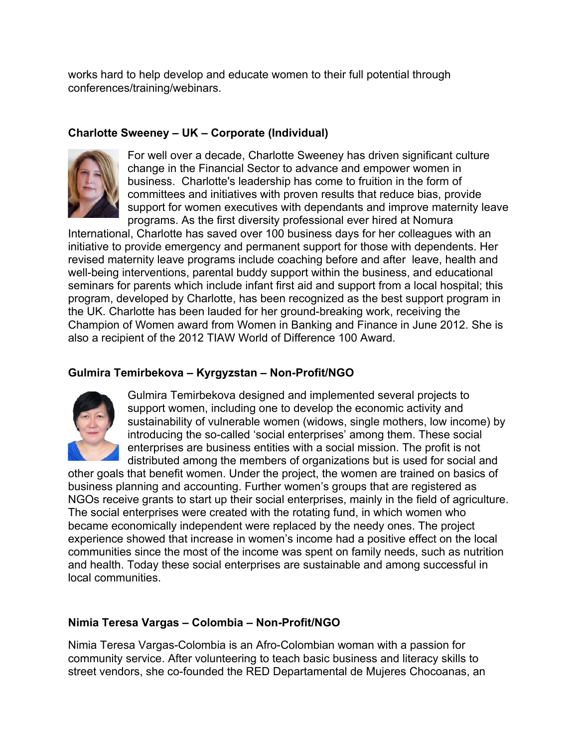works hard to help develop and educate women to their full potential through conferences/training/webinars.

**Charlotte Sweeney – UK – Corporate (Individual)**

For well over a decade, Charlotte Sweeney has driven significant culture change in the Financial Sector to advance and empower women in business. Charlotte's leadership has come to fruition in the form of committees and initiatives with proven results that reduce bias, provide support for women executives with dependants and improve maternity leave programs. As the first diversity professional ever hired at Nomura International, Charlotte has saved over 100 business days for her colleagues with an initiative to provide emergency and permanent support for those with dependents. Her revised maternity leave programs include coaching before and after leave, health and well-being interventions, parental buddy support within the business, and educational seminars for parents which include infant first aid and support from a local hospital; this program, developed by Charlotte, has been recognized as the best support program in the UK. Charlotte has been lauded for her ground-breaking work, receiving the Champion of Women award from Women in Banking and Finance in June 2012. She is also a recipient of the 2012 TIAW World of Difference 100 Award.

**Gulmira Temirbekova – Kyrgyzstan – Non-Profit/NGO**

Gulmira Temirbekova designed and implemented several projects to support women, including one to develop the economic activity and sustainability of vulnerable women (widows, single mothers, low income) by introducing the so-called 'social enterprises' among them. These social enterprises are business entities with a social mission. The profit is not distributed among the members of organizations but is used for social and other goals that benefit women. Under the project, the women are trained on basics of business planning and accounting. Further women's groups that are registered as NGOs receive grants to start up their social enterprises, mainly in the field of agriculture. The social enterprises were created with the rotating fund, in which women who became economically independent were replaced by the needy ones. The project experience showed that increase in women's income had a positive effect on the local communities since the most of the income was spent on family needs, such as nutrition and health. Today these social enterprises are sustainable and among successful in local communities.

**Nimia Teresa Vargas – Colombia – Non-Profit/NGO**

Nimia Teresa Vargas-Colombia is an Afro-Colombian woman with a passion for community service. After volunteering to teach basic business and literacy skills to street vendors, she co-founded the RED Departamental de Mujeres Chocoanas, an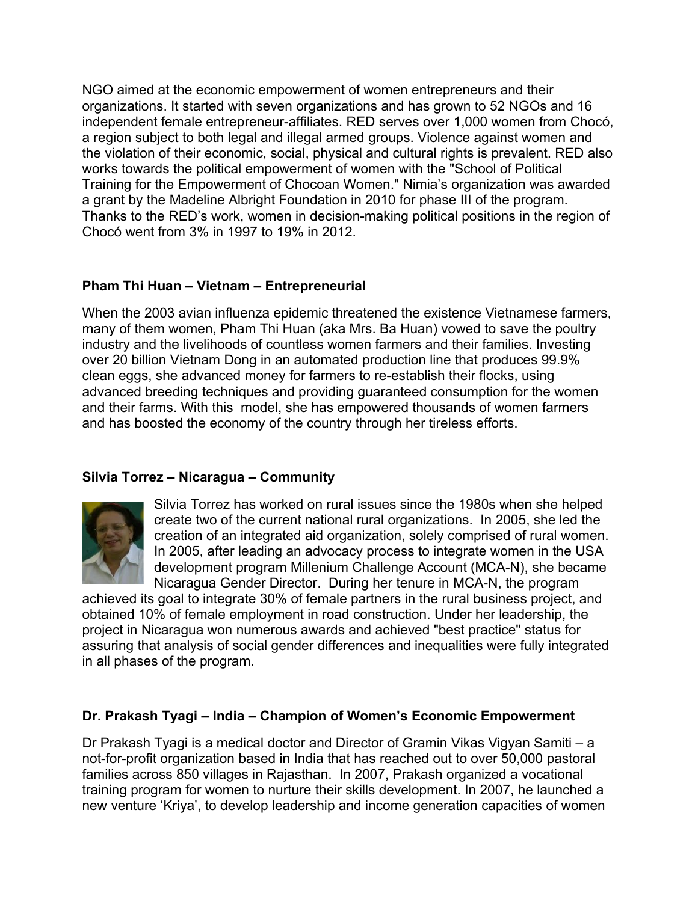NGO aimed at the economic empowerment of women entrepreneurs and their organizations. It started with seven organizations and has grown to 52 NGOs and 16 independent female entrepreneur-affiliates. RED serves over 1,000 women from Chocó, a region subject to both legal and illegal armed groups. Violence against women and the violation of their economic, social, physical and cultural rights is prevalent. RED also works towards the political empowerment of women with the "School of Political Training for the Empowerment of Chocoan Women." Nimia's organization was awarded a grant by the Madeline Albright Foundation in 2010 for phase III of the program. Thanks to the RED's work, women in decision-making political positions in the region of Chocó went from 3% in 1997 to 19% in 2012.

**Pham Thi Huan – Vietnam – Entrepreneurial**

When the 2003 avian influenza epidemic threatened the existence Vietnamese farmers, many of them women, Pham Thi Huan (aka Mrs. Ba Huan) vowed to save the poultry industry and the livelihoods of countless women farmers and their families. Investing over 20 billion Vietnam Dong in an automated production line that produces 99.9% clean eggs, she advanced money for farmers to re-establish their flocks, using advanced breeding techniques and providing guaranteed consumption for the women and their farms. With this model, she has empowered thousands of women farmers and has boosted the economy of the country through her tireless efforts.

**Silvia Torrez – Nicaragua – Community**

Silvia Torrez has worked on rural issues since the 1980s when she helped create two of the current national rural organizations. In 2005, she led the creation of an integrated aid organization, solely comprised of rural women. In 2005, after leading an advocacy process to integrate women in the USA development program Millenium Challenge Account (MCA-N), she became Nicaragua Gender Director. During her tenure in MCA-N, the program achieved its goal to integrate 30% of female partners in the rural business project, and obtained 10% of female employment in road construction. Under her leadership, the project in Nicaragua won numerous awards and achieved "best practice" status for assuring that analysis of social gender differences and inequalities were fully integrated in all phases of the program.

**Dr. Prakash Tyagi – India – Champion of Women's Economic Empowerment**

Dr Prakash Tyagi is a medical doctor and Director of Gramin Vikas Vigyan Samiti – a not-for-profit organization based in India that has reached out to over 50,000 pastoral families across 850 villages in Rajasthan. In 2007, Prakash organized a vocational training program for women to nurture their skills development. In 2007, he launched a new venture 'Kriya', to develop leadership and income generation capacities of women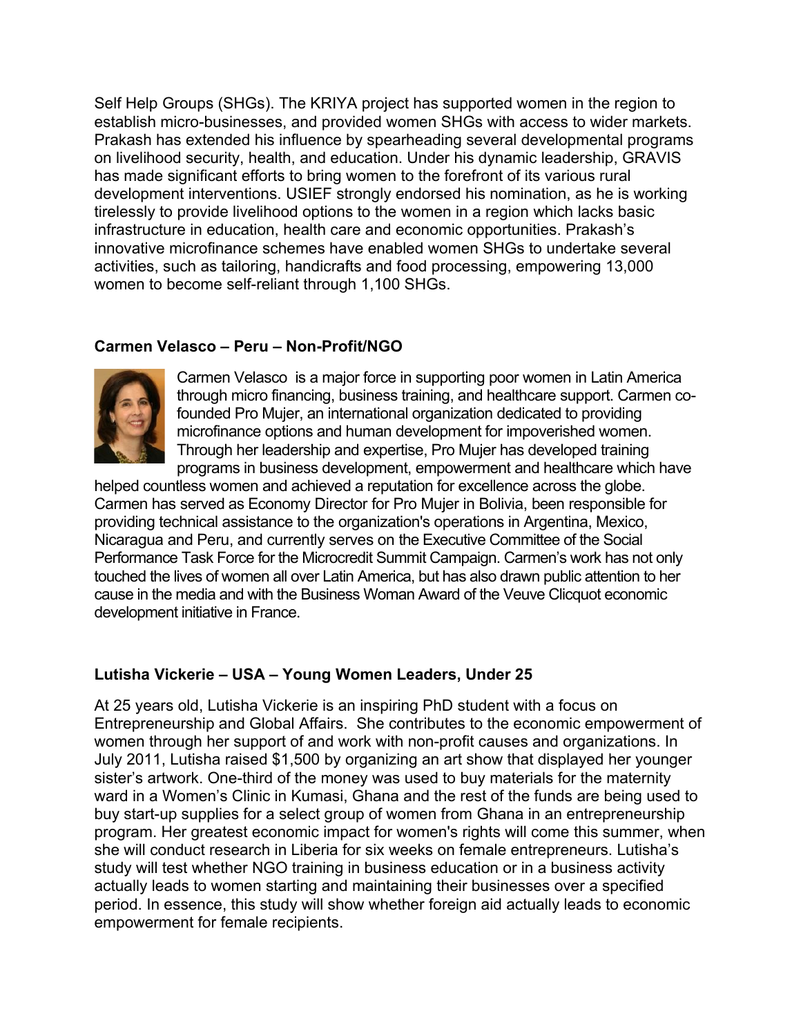Self Help Groups (SHGs). The KRIYA project has supported women in the region to establish micro-businesses, and provided women SHGs with access to wider markets. Prakash has extended his influence by spearheading several developmental programs on livelihood security, health, and education. Under his dynamic leadership, GRAVIS has made significant efforts to bring women to the forefront of its various rural development interventions. USIEF strongly endorsed his nomination, as he is working tirelessly to provide livelihood options to the women in a region which lacks basic infrastructure in education, health care and economic opportunities. Prakash's innovative microfinance schemes have enabled women SHGs to undertake several activities, such as tailoring, handicrafts and food processing, empowering 13,000 women to become self-reliant through 1,100 SHGs.

**Carmen Velasco – Peru – Non-Profit/NGO**

Carmen Velasco is a major force in supporting poor women in Latin America through micro financing, business training, and healthcare support. Carmen co-founded Pro Mujer, an international organization dedicated to providing microfinance options and human development for impoverished women. Through her leadership and expertise, Pro Mujer has developed training programs in business development, empowerment and healthcare which have helped countless women and achieved a reputation for excellence across the globe. Carmen has served as Economy Director for Pro Mujer in Bolivia, been responsible for providing technical assistance to the organization's operations in Argentina, Mexico, Nicaragua and Peru, and currently serves on the Executive Committee of the Social Performance Task Force for the Microcredit Summit Campaign. Carmen's work has not only touched the lives of women all over Latin America, but has also drawn public attention to her cause in the media and with the Business Woman Award of the Veuve Clicquot economic development initiative in France.

**Lutisha Vickerie – USA – Young Women Leaders, Under 25**

At 25 years old, Lutisha Vickerie is an inspiring PhD student with a focus on Entrepreneurship and Global Affairs. She contributes to the economic empowerment of women through her support of and work with non-profit causes and organizations. In July 2011, Lutisha raised $1,500 by organizing an art show that displayed her younger sister's artwork. One-third of the money was used to buy materials for the maternity ward in a Women's Clinic in Kumasi, Ghana and the rest of the funds are being used to buy start-up supplies for a select group of women from Ghana in an entrepreneurship program. Her greatest economic impact for women's rights will come this summer, when she will conduct research in Liberia for six weeks on female entrepreneurs. Lutisha's study will test whether NGO training in business education or in a business activity actually leads to women starting and maintaining their businesses over a specified period. In essence, this study will show whether foreign aid actually leads to economic empowerment for female recipients.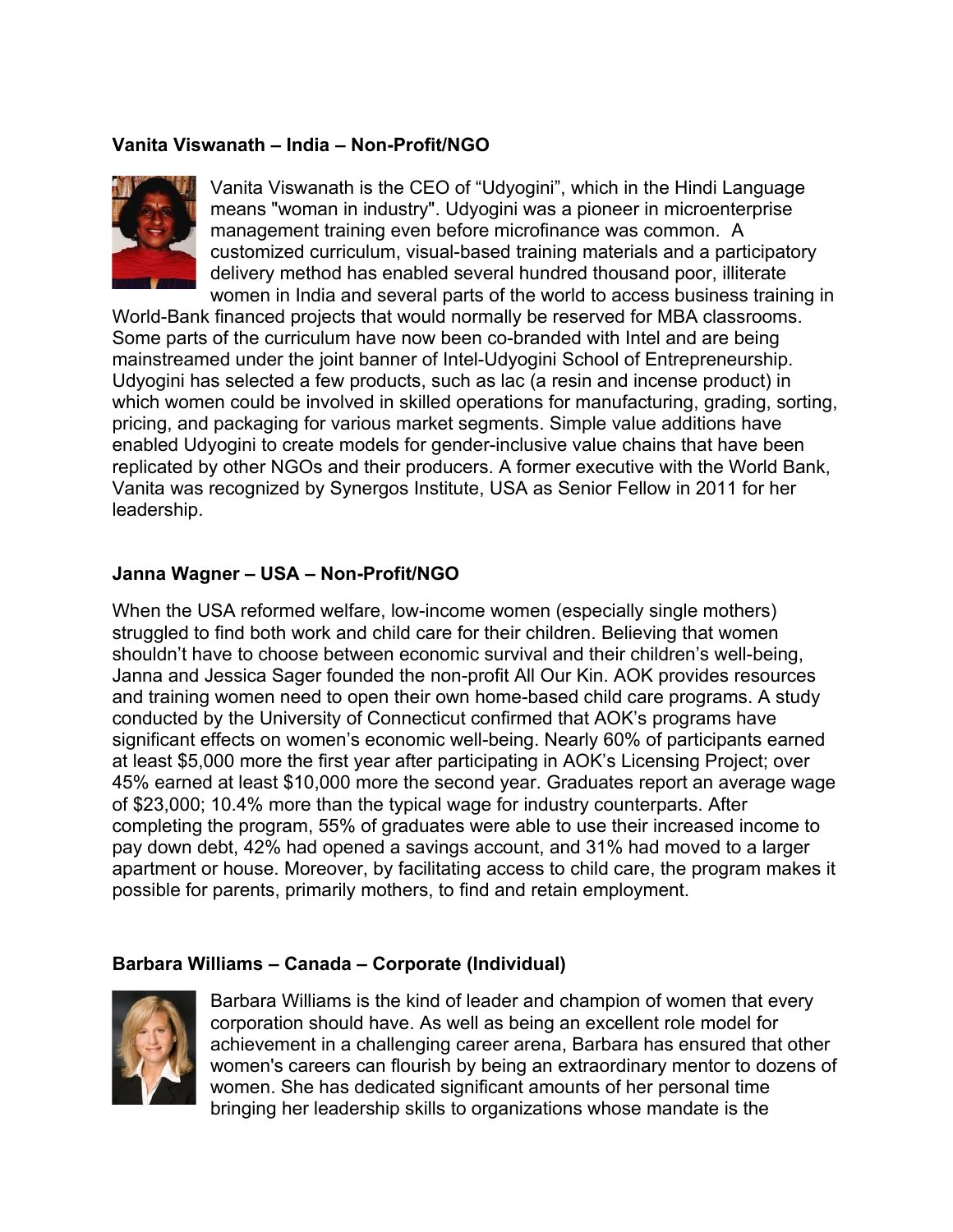**Vanita Viswanath – India – Non-Profit/NGO**

Vanita Viswanath is the CEO of "Udyogini", which in the Hindi Language means "woman in industry". Udyogini was a pioneer in microenterprise management training even before microfinance was common. A customized curriculum, visual-based training materials and a participatory delivery method has enabled several hundred thousand poor, illiterate women in India and several parts of the world to access business training in World-Bank financed projects that would normally be reserved for MBA classrooms. Some parts of the curriculum have now been co-branded with Intel and are being mainstreamed under the joint banner of Intel-Udyogini School of Entrepreneurship. Udyogini has selected a few products, such as lac (a resin and incense product) in which women could be involved in skilled operations for manufacturing, grading, sorting, pricing, and packaging for various market segments. Simple value additions have enabled Udyogini to create models for gender-inclusive value chains that have been replicated by other NGOs and their producers. A former executive with the World Bank, Vanita was recognized by Synergos Institute, USA as Senior Fellow in 2011 for her leadership.

**Janna Wagner – USA – Non-Profit/NGO**

When the USA reformed welfare, low-income women (especially single mothers) struggled to find both work and child care for their children. Believing that women shouldn't have to choose between economic survival and their children's well-being, Janna and Jessica Sager founded the non-profit All Our Kin. AOK provides resources and training women need to open their own home-based child care programs. A study conducted by the University of Connecticut confirmed that AOK's programs have significant effects on women's economic well-being. Nearly 60% of participants earned at least $5,000 more the first year after participating in AOK's Licensing Project; over 45% earned at least $10,000 more the second year. Graduates report an average wage of $23,000; 10.4% more than the typical wage for industry counterparts. After completing the program, 55% of graduates were able to use their increased income to pay down debt, 42% had opened a savings account, and 31% had moved to a larger apartment or house. Moreover, by facilitating access to child care, the program makes it possible for parents, primarily mothers, to find and retain employment.

**Barbara Williams – Canada – Corporate (Individual)**

Barbara Williams is the kind of leader and champion of women that every corporation should have. As well as being an excellent role model for achievement in a challenging career arena, Barbara has ensured that other women's careers can flourish by being an extraordinary mentor to dozens of women. She has dedicated significant amounts of her personal time bringing her leadership skills to organizations whose mandate is the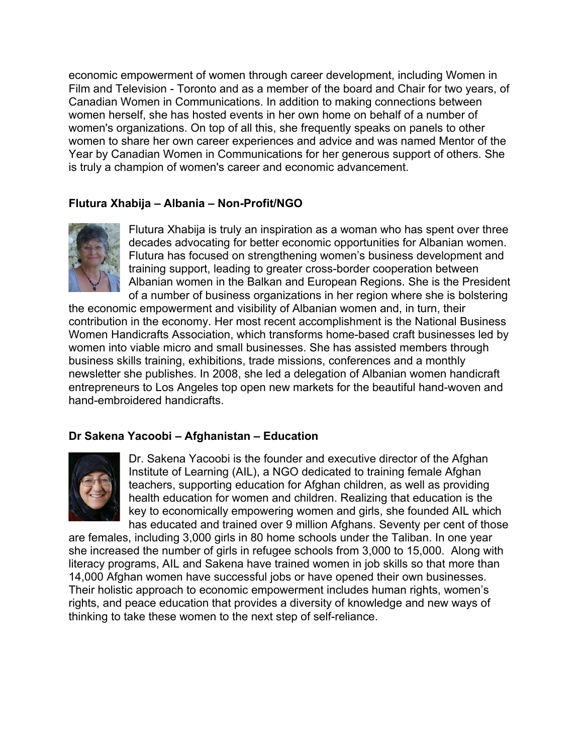economic empowerment of women through career development, including Women in Film and Television - Toronto and as a member of the board and Chair for two years, of Canadian Women in Communications. In addition to making connections between women herself, she has hosted events in her own home on behalf of a number of women's organizations. On top of all this, she frequently speaks on panels to other women to share her own career experiences and advice and was named Mentor of the Year by Canadian Women in Communications for her generous support of others. She is truly a champion of women's career and economic advancement.

**Flutura Xhabija – Albania – Non-Profit/NGO**

Flutura Xhabija is truly an inspiration as a woman who has spent over three decades advocating for better economic opportunities for Albanian women. Flutura has focused on strengthening women's business development and training support, leading to greater cross-border cooperation between Albanian women in the Balkan and European Regions. She is the President of a number of business organizations in her region where she is bolstering the economic empowerment and visibility of Albanian women and, in turn, their contribution in the economy. Her most recent accomplishment is the National Business Women Handicrafts Association, which transforms home-based craft businesses led by women into viable micro and small businesses. She has assisted members through business skills training, exhibitions, trade missions, conferences and a monthly newsletter she publishes. In 2008, she led a delegation of Albanian women handicraft entrepreneurs to Los Angeles top open new markets for the beautiful hand-woven and hand-embroidered handicrafts.

**Dr Sakena Yacoobi – Afghanistan – Education**

Dr. Sakena Yacoobi is the founder and executive director of the Afghan Institute of Learning (AIL), a NGO dedicated to training female Afghan teachers, supporting education for Afghan children, as well as providing health education for women and children. Realizing that education is the key to economically empowering women and girls, she founded AIL which has educated and trained over 9 million Afghans. Seventy per cent of those are females, including 3,000 girls in 80 home schools under the Taliban. In one year she increased the number of girls in refugee schools from 3,000 to 15,000. Along with literacy programs, AIL and Sakena have trained women in job skills so that more than 14,000 Afghan women have successful jobs or have opened their own businesses. Their holistic approach to economic empowerment includes human rights, women's rights, and peace education that provides a diversity of knowledge and new ways of thinking to take these women to the next step of self-reliance.